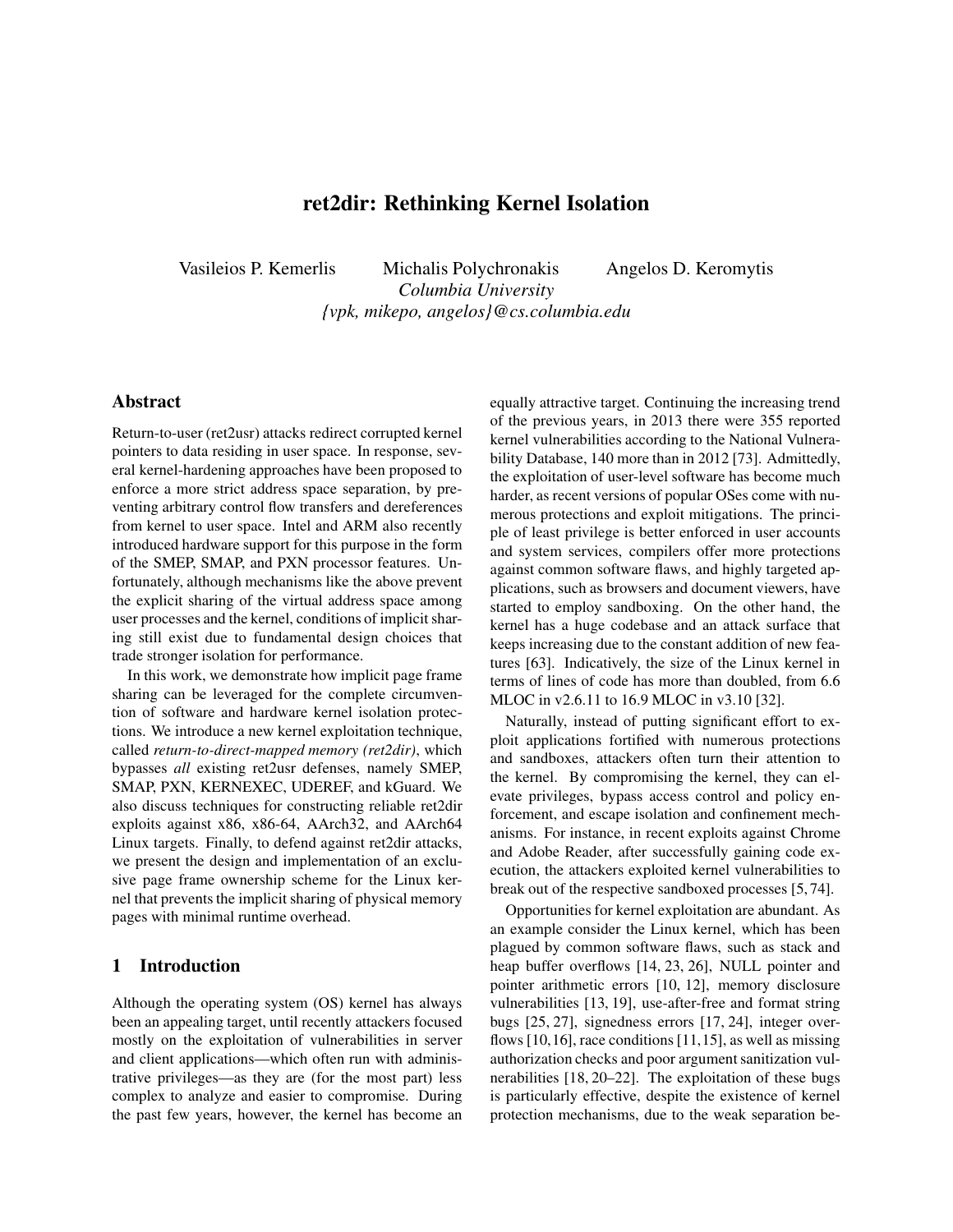# ret2dir: Rethinking Kernel Isolation

Vasileios P. Kemerlis    Michalis Polychronakis    Angelos D. Keromytis
*Columbia University*
*{vpk, mikepo, angelos}@cs.columbia.edu*

## Abstract

Return-to-user (ret2usr) attacks redirect corrupted kernel pointers to data residing in user space. In response, several kernel-hardening approaches have been proposed to enforce a more strict address space separation, by preventing arbitrary control flow transfers and dereferences from kernel to user space. Intel and ARM also recently introduced hardware support for this purpose in the form of the SMEP, SMAP, and PXN processor features. Unfortunately, although mechanisms like the above prevent the explicit sharing of the virtual address space among user processes and the kernel, conditions of implicit sharing still exist due to fundamental design choices that trade stronger isolation for performance.

In this work, we demonstrate how implicit page frame sharing can be leveraged for the complete circumvention of software and hardware kernel isolation protections. We introduce a new kernel exploitation technique, called *return-to-direct-mapped memory (ret2dir)*, which bypasses *all* existing ret2usr defenses, namely SMEP, SMAP, PXN, KERNEXEC, UDEREF, and kGuard. We also discuss techniques for constructing reliable ret2dir exploits against x86, x86-64, AArch32, and AArch64 Linux targets. Finally, to defend against ret2dir attacks, we present the design and implementation of an exclusive page frame ownership scheme for the Linux kernel that prevents the implicit sharing of physical memory pages with minimal runtime overhead.

## 1 Introduction

Although the operating system (OS) kernel has always been an appealing target, until recently attackers focused mostly on the exploitation of vulnerabilities in server and client applications—which often run with administrative privileges—as they are (for the most part) less complex to analyze and easier to compromise. During the past few years, however, the kernel has become an equally attractive target. Continuing the increasing trend of the previous years, in 2013 there were 355 reported kernel vulnerabilities according to the National Vulnerability Database, 140 more than in 2012 [73]. Admittedly, the exploitation of user-level software has become much harder, as recent versions of popular OSes come with numerous protections and exploit mitigations. The principle of least privilege is better enforced in user accounts and system services, compilers offer more protections against common software flaws, and highly targeted applications, such as browsers and document viewers, have started to employ sandboxing. On the other hand, the kernel has a huge codebase and an attack surface that keeps increasing due to the constant addition of new features [63]. Indicatively, the size of the Linux kernel in terms of lines of code has more than doubled, from 6.6 MLOC in v2.6.11 to 16.9 MLOC in v3.10 [32].

Naturally, instead of putting significant effort to exploit applications fortified with numerous protections and sandboxes, attackers often turn their attention to the kernel. By compromising the kernel, they can elevate privileges, bypass access control and policy enforcement, and escape isolation and confinement mechanisms. For instance, in recent exploits against Chrome and Adobe Reader, after successfully gaining code execution, the attackers exploited kernel vulnerabilities to break out of the respective sandboxed processes [5, 74].

Opportunities for kernel exploitation are abundant. As an example consider the Linux kernel, which has been plagued by common software flaws, such as stack and heap buffer overflows [14, 23, 26], NULL pointer and pointer arithmetic errors [10, 12], memory disclosure vulnerabilities [13, 19], use-after-free and format string bugs [25, 27], signedness errors [17, 24], integer overflows [10, 16], race conditions [11, 15], as well as missing authorization checks and poor argument sanitization vulnerabilities [18, 20–22]. The exploitation of these bugs is particularly effective, despite the existence of kernel protection mechanisms, due to the weak separation be-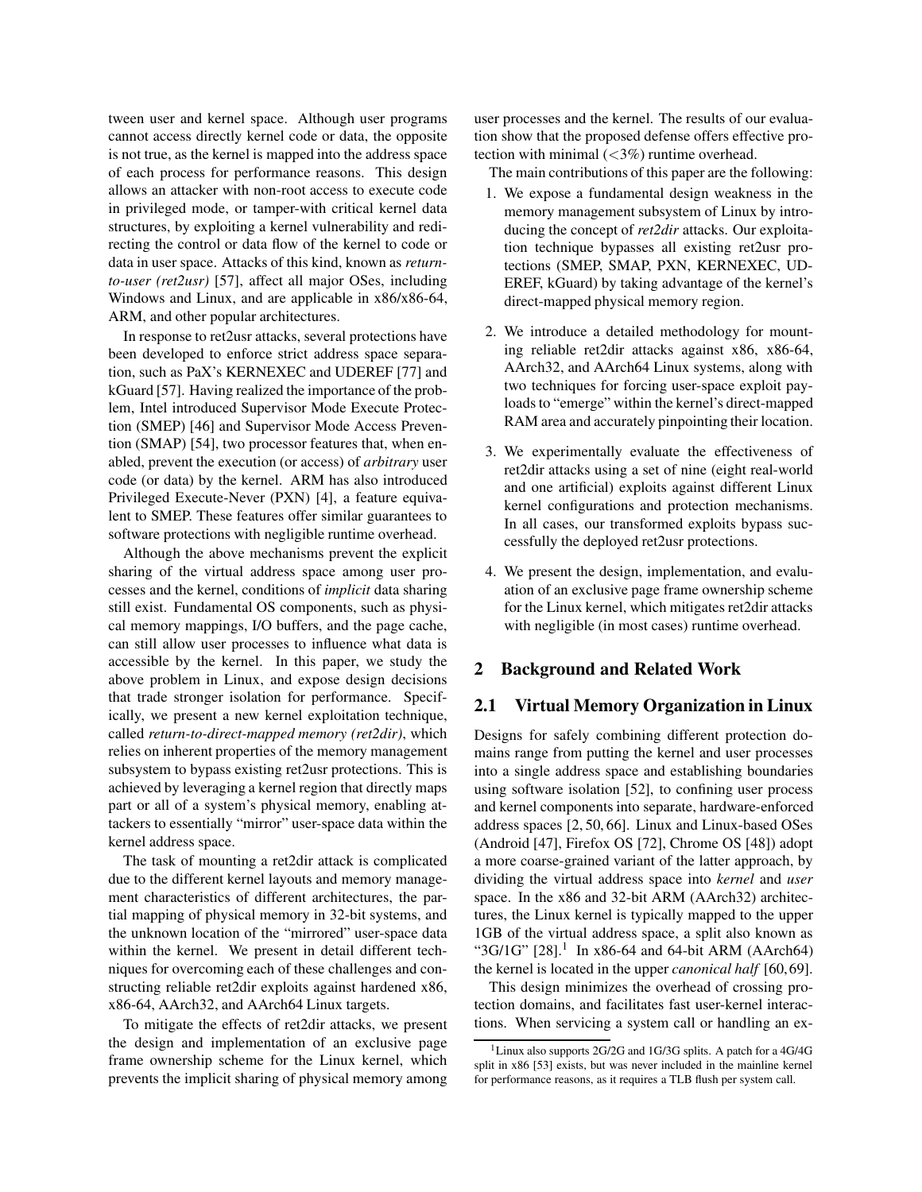tween user and kernel space. Although user programs cannot access directly kernel code or data, the opposite is not true, as the kernel is mapped into the address space of each process for performance reasons. This design allows an attacker with non-root access to execute code in privileged mode, or tamper-with critical kernel data structures, by exploiting a kernel vulnerability and redirecting the control or data flow of the kernel to code or data in user space. Attacks of this kind, known as *return-to-user (ret2usr)* [57], affect all major OSes, including Windows and Linux, and are applicable in x86/x86-64, ARM, and other popular architectures.

In response to ret2usr attacks, several protections have been developed to enforce strict address space separation, such as PaX's KERNEXEC and UDEREF [77] and kGuard [57]. Having realized the importance of the problem, Intel introduced Supervisor Mode Execute Protection (SMEP) [46] and Supervisor Mode Access Prevention (SMAP) [54], two processor features that, when enabled, prevent the execution (or access) of *arbitrary* user code (or data) by the kernel. ARM has also introduced Privileged Execute-Never (PXN) [4], a feature equivalent to SMEP. These features offer similar guarantees to software protections with negligible runtime overhead.

Although the above mechanisms prevent the explicit sharing of the virtual address space among user processes and the kernel, conditions of *implicit* data sharing still exist. Fundamental OS components, such as physical memory mappings, I/O buffers, and the page cache, can still allow user processes to influence what data is accessible by the kernel. In this paper, we study the above problem in Linux, and expose design decisions that trade stronger isolation for performance. Specifically, we present a new kernel exploitation technique, called *return-to-direct-mapped memory (ret2dir)*, which relies on inherent properties of the memory management subsystem to bypass existing ret2usr protections. This is achieved by leveraging a kernel region that directly maps part or all of a system's physical memory, enabling attackers to essentially "mirror" user-space data within the kernel address space.

The task of mounting a ret2dir attack is complicated due to the different kernel layouts and memory management characteristics of different architectures, the partial mapping of physical memory in 32-bit systems, and the unknown location of the "mirrored" user-space data within the kernel. We present in detail different techniques for overcoming each of these challenges and constructing reliable ret2dir exploits against hardened x86, x86-64, AArch32, and AArch64 Linux targets.

To mitigate the effects of ret2dir attacks, we present the design and implementation of an exclusive page frame ownership scheme for the Linux kernel, which prevents the implicit sharing of physical memory among user processes and the kernel. The results of our evaluation show that the proposed defense offers effective protection with minimal (<3%) runtime overhead.

The main contributions of this paper are the following:

1. We expose a fundamental design weakness in the memory management subsystem of Linux by introducing the concept of *ret2dir* attacks. Our exploitation technique bypasses all existing ret2usr protections (SMEP, SMAP, PXN, KERNEXEC, UDEREF, kGuard) by taking advantage of the kernel's direct-mapped physical memory region.
2. We introduce a detailed methodology for mounting reliable ret2dir attacks against x86, x86-64, AArch32, and AArch64 Linux systems, along with two techniques for forcing user-space exploit payloads to "emerge" within the kernel's direct-mapped RAM area and accurately pinpointing their location.
3. We experimentally evaluate the effectiveness of ret2dir attacks using a set of nine (eight real-world and one artificial) exploits against different Linux kernel configurations and protection mechanisms. In all cases, our transformed exploits bypass successfully the deployed ret2usr protections.
4. We present the design, implementation, and evaluation of an exclusive page frame ownership scheme for the Linux kernel, which mitigates ret2dir attacks with negligible (in most cases) runtime overhead.

## 2 Background and Related Work

### 2.1 Virtual Memory Organization in Linux

Designs for safely combining different protection domains range from putting the kernel and user processes into a single address space and establishing boundaries using software isolation [52], to confining user process and kernel components into separate, hardware-enforced address spaces [2, 50, 66]. Linux and Linux-based OSes (Android [47], Firefox OS [72], Chrome OS [48]) adopt a more coarse-grained variant of the latter approach, by dividing the virtual address space into *kernel* and *user* space. In the x86 and 32-bit ARM (AArch32) architectures, the Linux kernel is typically mapped to the upper 1GB of the virtual address space, a split also known as "3G/1G" [28].[1] In x86-64 and 64-bit ARM (AArch64) the kernel is located in the upper *canonical half* [60, 69].

This design minimizes the overhead of crossing protection domains, and facilitates fast user-kernel interactions. When servicing a system call or handling an ex-

[1] Linux also supports 2G/2G and 1G/3G splits. A patch for a 4G/4G split in x86 [53] exists, but was never included in the mainline kernel for performance reasons, as it requires a TLB flush per system call.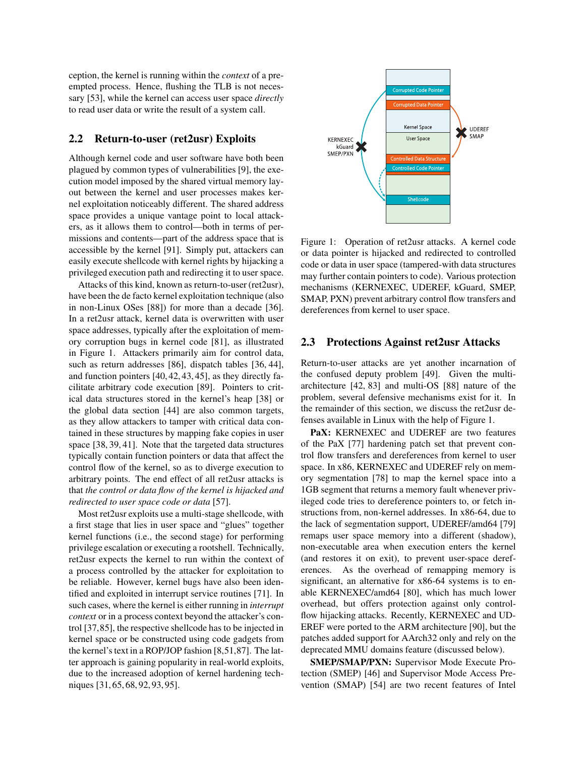ception, the kernel is running within the *context* of a preempted process. Hence, flushing the TLB is not necessary [53], while the kernel can access user space *directly* to read user data or write the result of a system call.

## 2.2 Return-to-user (ret2usr) Exploits

Although kernel code and user software have both been plagued by common types of vulnerabilities [9], the execution model imposed by the shared virtual memory layout between the kernel and user processes makes kernel exploitation noticeably different. The shared address space provides a unique vantage point to local attackers, as it allows them to control—both in terms of permissions and contents—part of the address space that is accessible by the kernel [91]. Simply put, attackers can easily execute shellcode with kernel rights by hijacking a privileged execution path and redirecting it to user space.

Attacks of this kind, known as return-to-user (ret2usr), have been the de facto kernel exploitation technique (also in non-Linux OSes [88]) for more than a decade [36]. In a ret2usr attack, kernel data is overwritten with user space addresses, typically after the exploitation of memory corruption bugs in kernel code [81], as illustrated in Figure 1. Attackers primarily aim for control data, such as return addresses [86], dispatch tables [36, 44], and function pointers [40, 42, 43, 45], as they directly facilitate arbitrary code execution [89]. Pointers to critical data structures stored in the kernel's heap [38] or the global data section [44] are also common targets, as they allow attackers to tamper with critical data contained in these structures by mapping fake copies in user space [38, 39, 41]. Note that the targeted data structures typically contain function pointers or data that affect the control flow of the kernel, so as to diverge execution to arbitrary points. The end effect of all ret2usr attacks is that *the control or data flow of the kernel is hijacked and redirected to user space code or data* [57].

Most ret2usr exploits use a multi-stage shellcode, with a first stage that lies in user space and "glues" together kernel functions (i.e., the second stage) for performing privilege escalation or executing a rootshell. Technically, ret2usr expects the kernel to run within the context of a process controlled by the attacker for exploitation to be reliable. However, kernel bugs have also been identified and exploited in interrupt service routines [71]. In such cases, where the kernel is either running in *interrupt context* or in a process context beyond the attacker's control [37, 85], the respective shellcode has to be injected in kernel space or be constructed using code gadgets from the kernel's text in a ROP/JOP fashion [8, 51, 87]. The latter approach is gaining popularity in real-world exploits, due to the increased adoption of kernel hardening techniques [31, 65, 68, 92, 93, 95].

Corrupted Code Pointer
Corrupted Data Pointer
Kernel Space
User Space
Controlled Data Structure
Controlled Code Pointer
Shellcode
KERNEXEC
kGuard
SMEP/PXN
UDEREF
SMAP

Figure 1: Operation of ret2usr attacks. A kernel code or data pointer is hijacked and redirected to controlled code or data in user space (tampered-with data structures may further contain pointers to code). Various protection mechanisms (KERNEXEC, UDEREF, kGuard, SMEP, SMAP, PXN) prevent arbitrary control flow transfers and dereferences from kernel to user space.

## 2.3 Protections Against ret2usr Attacks

Return-to-user attacks are yet another incarnation of the confused deputy problem [49]. Given the multi-architecture [42, 83] and multi-OS [88] nature of the problem, several defensive mechanisms exist for it. In the remainder of this section, we discuss the ret2usr defenses available in Linux with the help of Figure 1.

**PaX:** KERNEXEC and UDEREF are two features of the PaX [77] hardening patch set that prevent control flow transfers and dereferences from kernel to user space. In x86, KERNEXEC and UDEREF rely on memory segmentation [78] to map the kernel space into a 1GB segment that returns a memory fault whenever privileged code tries to dereference pointers to, or fetch instructions from, non-kernel addresses. In x86-64, due to the lack of segmentation support, UDEREF/amd64 [79] remaps user space memory into a different (shadow), non-executable area when execution enters the kernel (and restores it on exit), to prevent user-space dereferences. As the overhead of remapping memory is significant, an alternative for x86-64 systems is to enable KERNEXEC/amd64 [80], which has much lower overhead, but offers protection against only control-flow hijacking attacks. Recently, KERNEXEC and UDEREF were ported to the ARM architecture [90], but the patches added support for AArch32 only and rely on the deprecated MMU domains feature (discussed below).

**SMEP/SMAP/PXN:** Supervisor Mode Execute Protection (SMEP) [46] and Supervisor Mode Access Prevention (SMAP) [54] are two recent features of Intel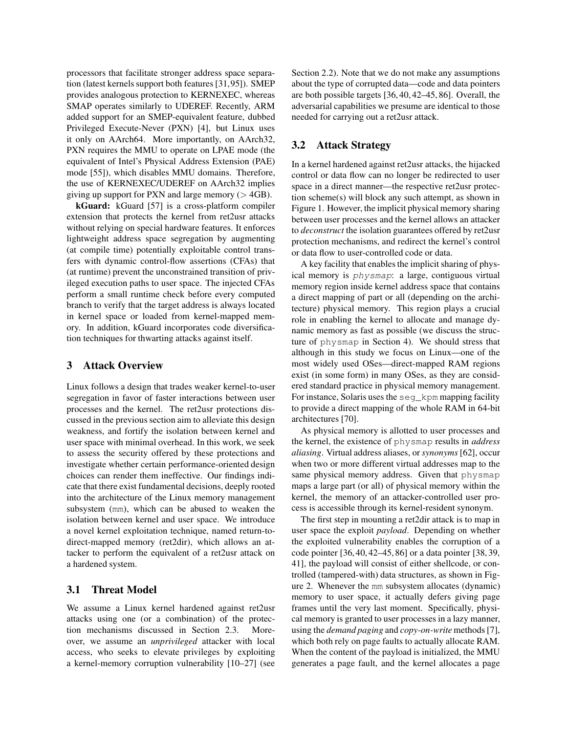processors that facilitate stronger address space separation (latest kernels support both features [31,95]). SMEP provides analogous protection to KERNEXEC, whereas SMAP operates similarly to UDEREF. Recently, ARM added support for an SMEP-equivalent feature, dubbed Privileged Execute-Never (PXN) [4], but Linux uses it only on AArch64. More importantly, on AArch32, PXN requires the MMU to operate on LPAE mode (the equivalent of Intel's Physical Address Extension (PAE) mode [55]), which disables MMU domains. Therefore, the use of KERNEXEC/UDEREF on AArch32 implies giving up support for PXN and large memory (> 4GB).

**kGuard:** kGuard [57] is a cross-platform compiler extension that protects the kernel from ret2usr attacks without relying on special hardware features. It enforces lightweight address space segregation by augmenting (at compile time) potentially exploitable control transfers with dynamic control-flow assertions (CFAs) that (at runtime) prevent the unconstrained transition of privileged execution paths to user space. The injected CFAs perform a small runtime check before every computed branch to verify that the target address is always located in kernel space or loaded from kernel-mapped memory. In addition, kGuard incorporates code diversification techniques for thwarting attacks against itself.

## 3 Attack Overview

Linux follows a design that trades weaker kernel-to-user segregation in favor of faster interactions between user processes and the kernel. The ret2usr protections discussed in the previous section aim to alleviate this design weakness, and fortify the isolation between kernel and user space with minimal overhead. In this work, we seek to assess the security offered by these protections and investigate whether certain performance-oriented design choices can render them ineffective. Our findings indicate that there exist fundamental decisions, deeply rooted into the architecture of the Linux memory management subsystem (`mm`), which can be abused to weaken the isolation between kernel and user space. We introduce a novel kernel exploitation technique, named return-to-direct-mapped memory (ret2dir), which allows an attacker to perform the equivalent of a ret2usr attack on a hardened system.

### 3.1 Threat Model

We assume a Linux kernel hardened against ret2usr attacks using one (or a combination) of the protection mechanisms discussed in Section 2.3. Moreover, we assume an *unprivileged* attacker with local access, who seeks to elevate privileges by exploiting a kernel-memory corruption vulnerability [10–27] (see Section 2.2). Note that we do not make any assumptions about the type of corrupted data—code and data pointers are both possible targets [36,40,42–45,86]. Overall, the adversarial capabilities we presume are identical to those needed for carrying out a ret2usr attack.

### 3.2 Attack Strategy

In a kernel hardened against ret2usr attacks, the hijacked control or data flow can no longer be redirected to user space in a direct manner—the respective ret2usr protection scheme(s) will block any such attempt, as shown in Figure 1. However, the implicit physical memory sharing between user processes and the kernel allows an attacker to *deconstruct* the isolation guarantees offered by ret2usr protection mechanisms, and redirect the kernel's control or data flow to user-controlled code or data.

A key facility that enables the implicit sharing of physical memory is *physmap*: a large, contiguous virtual memory region inside kernel address space that contains a direct mapping of part or all (depending on the architecture) physical memory. This region plays a crucial role in enabling the kernel to allocate and manage dynamic memory as fast as possible (we discuss the structure of `physmap` in Section 4). We should stress that although in this study we focus on Linux—one of the most widely used OSes—direct-mapped RAM regions exist (in some form) in many OSes, as they are considered standard practice in physical memory management. For instance, Solaris uses the `seg_kpm` mapping facility to provide a direct mapping of the whole RAM in 64-bit architectures [70].

As physical memory is allotted to user processes and the kernel, the existence of `physmap` results in *address aliasing*. Virtual address aliases, or *synonyms* [62], occur when two or more different virtual addresses map to the same physical memory address. Given that `physmap` maps a large part (or all) of physical memory within the kernel, the memory of an attacker-controlled user process is accessible through its kernel-resident synonym.

The first step in mounting a ret2dir attack is to map in user space the exploit *payload*. Depending on whether the exploited vulnerability enables the corruption of a code pointer [36,40,42–45,86] or a data pointer [38,39,41], the payload will consist of either shellcode, or controlled (tampered-with) data structures, as shown in Figure 2. Whenever the `mm` subsystem allocates (dynamic) memory to user space, it actually defers giving page frames until the very last moment. Specifically, physical memory is granted to user processes in a lazy manner, using the *demand paging* and *copy-on-write* methods [7], which both rely on page faults to actually allocate RAM. When the content of the payload is initialized, the MMU generates a page fault, and the kernel allocates a page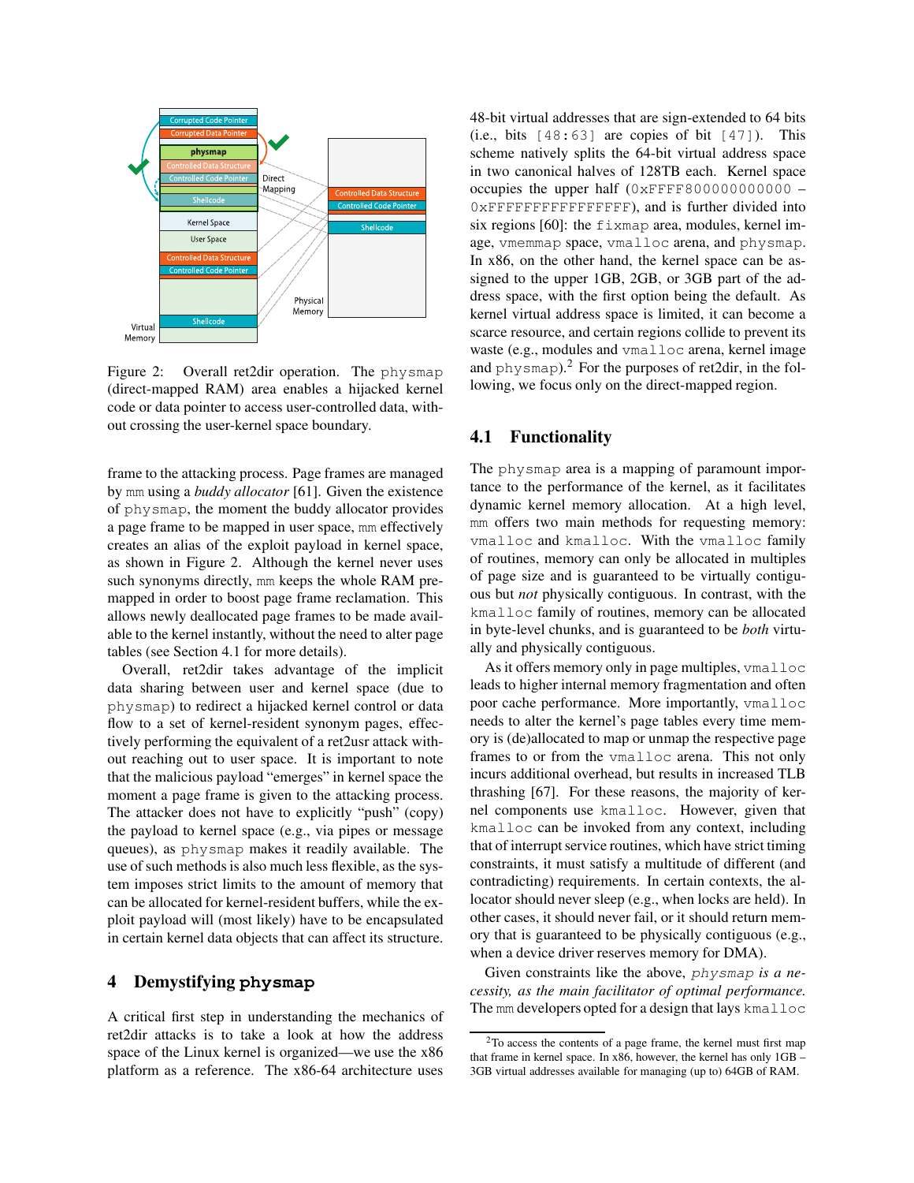Corrupted Code Pointer
Corrupted Data Pointer
physmap
Controlled Data Structure
Controlled Code Pointer
Shellcode
Kernel Space
User Space
Controlled Data Structure
Controlled Code Pointer
Shellcode
Virtual Memory
Direct Mapping
Controlled Data Structure
Controlled Code Pointer
Shellcode
Physical Memory

Figure 2: Overall ret2dir operation. The physmap (direct-mapped RAM) area enables a hijacked kernel code or data pointer to access user-controlled data, without crossing the user-kernel space boundary.

frame to the attacking process. Page frames are managed by mm using a *buddy allocator* [61]. Given the existence of physmap, the moment the buddy allocator provides a page frame to be mapped in user space, mm effectively creates an alias of the exploit payload in kernel space, as shown in Figure 2. Although the kernel never uses such synonyms directly, mm keeps the whole RAM premapped in order to boost page frame reclamation. This allows newly deallocated page frames to be made available to the kernel instantly, without the need to alter page tables (see Section 4.1 for more details).

Overall, ret2dir takes advantage of the implicit data sharing between user and kernel space (due to physmap) to redirect a hijacked kernel control or data flow to a set of kernel-resident synonym pages, effectively performing the equivalent of a ret2usr attack without reaching out to user space. It is important to note that the malicious payload "emerges" in kernel space the moment a page frame is given to the attacking process. The attacker does not have to explicitly "push" (copy) the payload to kernel space (e.g., via pipes or message queues), as physmap makes it readily available. The use of such methods is also much less flexible, as the system imposes strict limits to the amount of memory that can be allocated for kernel-resident buffers, while the exploit payload will (most likely) have to be encapsulated in certain kernel data objects that can affect its structure.

# 4 Demystifying physmap

A critical first step in understanding the mechanics of ret2dir attacks is to take a look at how the address space of the Linux kernel is organized—we use the x86 platform as a reference. The x86-64 architecture uses 48-bit virtual addresses that are sign-extended to 64 bits (i.e., bits [48:63] are copies of bit [47]). This scheme natively splits the 64-bit virtual address space in two canonical halves of 128TB each. Kernel space occupies the upper half (0xFFFF800000000000 – 0xFFFFFFFFFFFFFFFF), and is further divided into six regions [60]: the fixmap area, modules, kernel image, vmemmap space, vmalloc arena, and physmap. In x86, on the other hand, the kernel space can be assigned to the upper 1GB, 2GB, or 3GB part of the address space, with the first option being the default. As kernel virtual address space is limited, it can become a scarce resource, and certain regions collide to prevent its waste (e.g., modules and vmalloc arena, kernel image and physmap).[2] For the purposes of ret2dir, in the following, we focus only on the direct-mapped region.

## 4.1 Functionality

The physmap area is a mapping of paramount importance to the performance of the kernel, as it facilitates dynamic kernel memory allocation. At a high level, mm offers two main methods for requesting memory: vmalloc and kmalloc. With the vmalloc family of routines, memory can only be allocated in multiples of page size and is guaranteed to be virtually contiguous but *not* physically contiguous. In contrast, with the kmalloc family of routines, memory can be allocated in byte-level chunks, and is guaranteed to be *both* virtually and physically contiguous.

As it offers memory only in page multiples, vmalloc leads to higher internal memory fragmentation and often poor cache performance. More importantly, vmalloc needs to alter the kernel's page tables every time memory is (de)allocated to map or unmap the respective page frames to or from the vmalloc arena. This not only incurs additional overhead, but results in increased TLB thrashing [67]. For these reasons, the majority of kernel components use kmalloc. However, given that kmalloc can be invoked from any context, including that of interrupt service routines, which have strict timing constraints, it must satisfy a multitude of different (and contradicting) requirements. In certain contexts, the allocator should never sleep (e.g., when locks are held). In other cases, it should never fail, or it should return memory that is guaranteed to be physically contiguous (e.g., when a device driver reserves memory for DMA).

Given constraints like the above, *physmap is a necessity, as the main facilitator of optimal performance.* The mm developers opted for a design that lays kmalloc

[2] To access the contents of a page frame, the kernel must first map that frame in kernel space. In x86, however, the kernel has only 1GB – 3GB virtual addresses available for managing (up to) 64GB of RAM.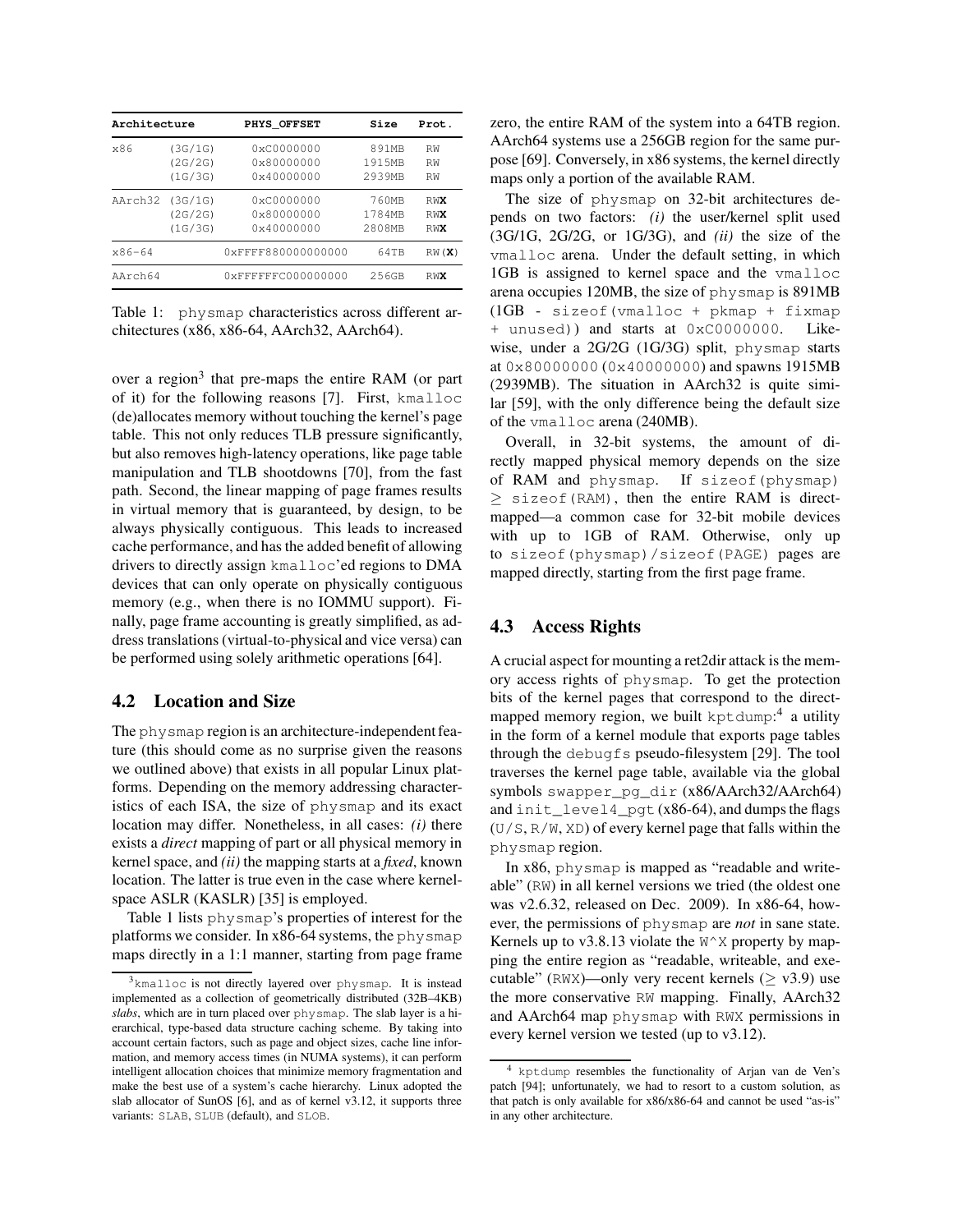| Architecture | | PHYS_OFFSET | Size | Prot. |
|---|---|---|---|---|
| x86 | (3G/1G) | 0xC0000000 | 891MB | RW |
| | (2G/2G) | 0x80000000 | 1915MB | RW |
| | (1G/3G) | 0x40000000 | 2939MB | RW |
| AArch32 | (3G/1G) | 0xC0000000 | 760MB | RW**X** |
| | (2G/2G) | 0x80000000 | 1784MB | RW**X** |
| | (1G/3G) | 0x40000000 | 2808MB | RW**X** |
| x86-64 | | 0xFFFF880000000000 | 64TB | RW(**X**) |
| AArch64 | | 0xFFFFFFC000000000 | 256GB | RW**X** |

Table 1: physmap characteristics across different architectures (x86, x86-64, AArch32, AArch64).

over a region[3] that pre-maps the entire RAM (or part of it) for the following reasons [7]. First, kmalloc (de)allocates memory without touching the kernel's page table. This not only reduces TLB pressure significantly, but also removes high-latency operations, like page table manipulation and TLB shootdowns [70], from the fast path. Second, the linear mapping of page frames results in virtual memory that is guaranteed, by design, to be always physically contiguous. This leads to increased cache performance, and has the added benefit of allowing drivers to directly assign kmalloc'ed regions to DMA devices that can only operate on physically contiguous memory (e.g., when there is no IOMMU support). Finally, page frame accounting is greatly simplified, as address translations (virtual-to-physical and vice versa) can be performed using solely arithmetic operations [64].

## 4.2 Location and Size

The physmap region is an architecture-independent feature (this should come as no surprise given the reasons we outlined above) that exists in all popular Linux platforms. Depending on the memory addressing characteristics of each ISA, the size of physmap and its exact location may differ. Nonetheless, in all cases: *(i)* there exists a ***direct*** mapping of part or all physical memory in kernel space, and *(ii)* the mapping starts at a ***fixed***, known location. The latter is true even in the case where kernel-space ASLR (KASLR) [35] is employed.

Table 1 lists physmap's properties of interest for the platforms we consider. In x86-64 systems, the physmap maps directly in a 1:1 manner, starting from page frame zero, the entire RAM of the system into a 64TB region. AArch64 systems use a 256GB region for the same purpose [69]. Conversely, in x86 systems, the kernel directly maps only a portion of the available RAM.

The size of physmap on 32-bit architectures depends on two factors: *(i)* the user/kernel split used (3G/1G, 2G/2G, or 1G/3G), and *(ii)* the size of the vmalloc arena. Under the default setting, in which 1GB is assigned to kernel space and the vmalloc arena occupies 120MB, the size of physmap is 891MB (1GB - sizeof(vmalloc + pkmap + fixmap + unused)) and starts at 0xC0000000. Likewise, under a 2G/2G (1G/3G) split, physmap starts at 0x80000000 (0x40000000) and spawns 1915MB (2939MB). The situation in AArch32 is quite similar [59], with the only difference being the default size of the vmalloc arena (240MB).

Overall, in 32-bit systems, the amount of directly mapped physical memory depends on the size of RAM and physmap. If sizeof(physmap) $\geq$ sizeof(RAM), then the entire RAM is direct-mapped—a common case for 32-bit mobile devices with up to 1GB of RAM. Otherwise, only up to sizeof(physmap)/sizeof(PAGE) pages are mapped directly, starting from the first page frame.

## 4.3 Access Rights

A crucial aspect for mounting a ret2dir attack is the memory access rights of physmap. To get the protection bits of the kernel pages that correspond to the direct-mapped memory region, we built kptdump:[4] a utility in the form of a kernel module that exports page tables through the debugfs pseudo-filesystem [29]. The tool traverses the kernel page table, available via the global symbols swapper_pg_dir (x86/AArch32/AArch64) and init_level4_pgt (x86-64), and dumps the flags (U/S, R/W, XD) of every kernel page that falls within the physmap region.

In x86, physmap is mapped as "readable and writeable" (RW) in all kernel versions we tried (the oldest one was v2.6.32, released on Dec. 2009). In x86-64, however, the permissions of physmap are *not* in sane state. Kernels up to v3.8.13 violate the W^X property by mapping the entire region as "readable, writeable, and executable" (RWX)—only very recent kernels ($\geq$ v3.9) use the more conservative RW mapping. Finally, AArch32 and AArch64 map physmap with RWX permissions in every kernel version we tested (up to v3.12).

[3] kmalloc is not directly layered over physmap. It is instead implemented as a collection of geometrically distributed (32B–4KB) *slabs*, which are in turn placed over physmap. The slab layer is a hierarchical, type-based data structure caching scheme. By taking into account certain factors, such as page and object sizes, cache line information, and memory access times (in NUMA systems), it can perform intelligent allocation choices that minimize memory fragmentation and make the best use of a system's cache hierarchy. Linux adopted the slab allocator of SunOS [6], and as of kernel v3.12, it supports three variants: SLAB, SLUB (default), and SLOB.

[4] kptdump resembles the functionality of Arjan van de Ven's patch [94]; unfortunately, we had to resort to a custom solution, as that patch is only available for x86/x86-64 and cannot be used "as-is" in any other architecture.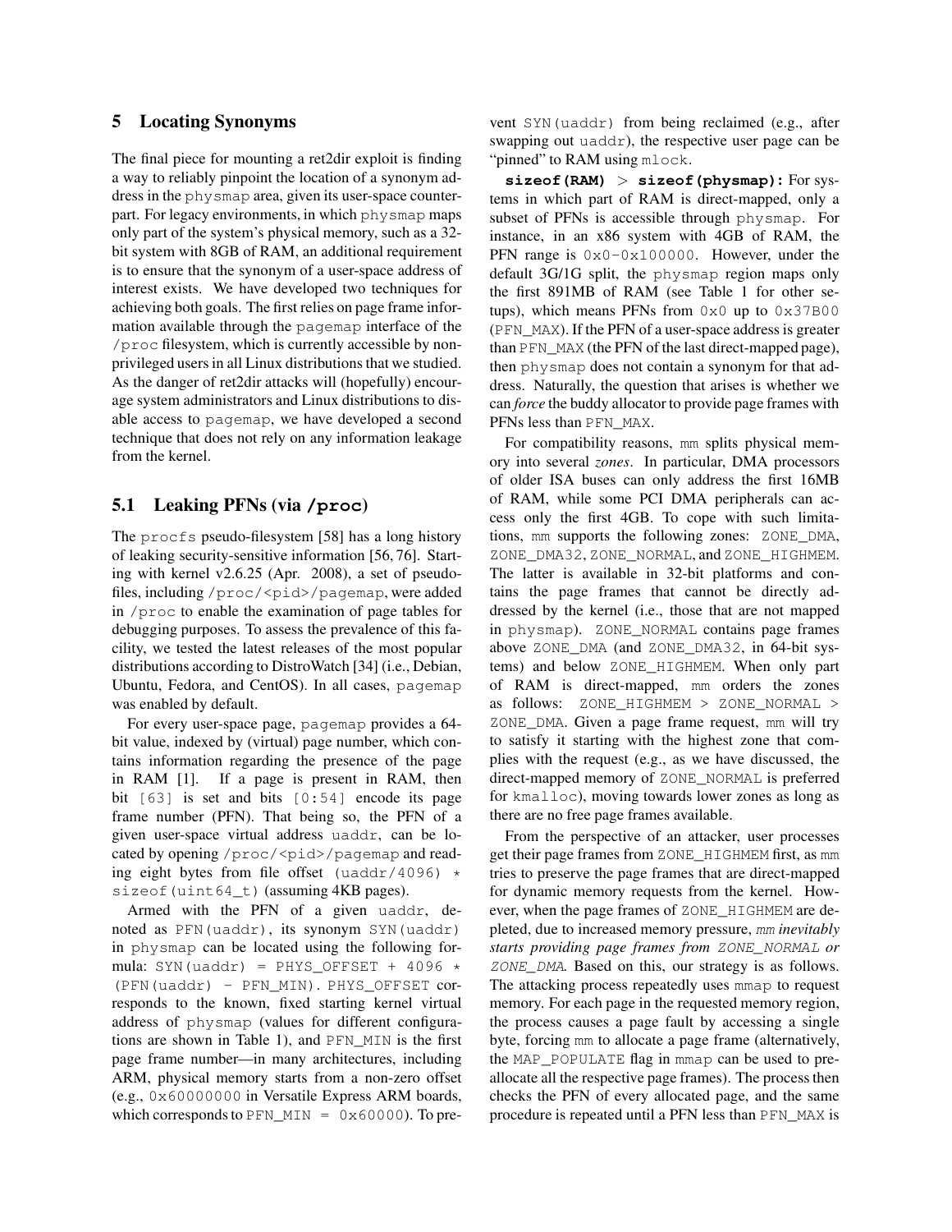## 5 Locating Synonyms

The final piece for mounting a ret2dir exploit is finding a way to reliably pinpoint the location of a synonym address in the `physmap` area, given its user-space counterpart. For legacy environments, in which `physmap` maps only part of the system's physical memory, such as a 32-bit system with 8GB of RAM, an additional requirement is to ensure that the synonym of a user-space address of interest exists. We have developed two techniques for achieving both goals. The first relies on page frame information available through the `pagemap` interface of the `/proc` filesystem, which is currently accessible by non-privileged users in all Linux distributions that we studied. As the danger of ret2dir attacks will (hopefully) encourage system administrators and Linux distributions to disable access to `pagemap`, we have developed a second technique that does not rely on any information leakage from the kernel.

### 5.1 Leaking PFNs (via `/proc`)

The `procfs` pseudo-filesystem [58] has a long history of leaking security-sensitive information [56, 76]. Starting with kernel v2.6.25 (Apr. 2008), a set of pseudo-files, including `/proc/<pid>/pagemap`, were added in `/proc` to enable the examination of page tables for debugging purposes. To assess the prevalence of this facility, we tested the latest releases of the most popular distributions according to DistroWatch [34] (i.e., Debian, Ubuntu, Fedora, and CentOS). In all cases, `pagemap` was enabled by default.

For every user-space page, `pagemap` provides a 64-bit value, indexed by (virtual) page number, which contains information regarding the presence of the page in RAM [1]. If a page is present in RAM, then bit `[63]` is set and bits `[0:54]` encode its page frame number (PFN). That being so, the PFN of a given user-space virtual address `uaddr`, can be located by opening `/proc/<pid>/pagemap` and reading eight bytes from file offset `(uaddr/4096) * sizeof(uint64_t)` (assuming 4KB pages).

Armed with the PFN of a given `uaddr`, denoted as `PFN(uaddr)`, its synonym `SYN(uaddr)` in `physmap` can be located using the following formula: `SYN(uaddr) = PHYS_OFFSET + 4096 * (PFN(uaddr) - PFN_MIN)`. `PHYS_OFFSET` corresponds to the known, fixed starting kernel virtual address of `physmap` (values for different configurations are shown in Table 1), and `PFN_MIN` is the first page frame number—in many architectures, including ARM, physical memory starts from a non-zero offset (e.g., `0x60000000` in Versatile Express ARM boards, which corresponds to `PFN_MIN = 0x60000`). To prevent `SYN(uaddr)` from being reclaimed (e.g., after swapping out `uaddr`), the respective user page can be "pinned" to RAM using `mlock`.

**`sizeof(RAM)` > `sizeof(physmap)`:** For systems in which part of RAM is direct-mapped, only a subset of PFNs is accessible through `physmap`. For instance, in an x86 system with 4GB of RAM, the PFN range is `0x0-0x100000`. However, under the default 3G/1G split, the `physmap` region maps only the first 891MB of RAM (see Table 1 for other setups), which means PFNs from `0x0` up to `0x37B00` (`PFN_MAX`). If the PFN of a user-space address is greater than `PFN_MAX` (the PFN of the last direct-mapped page), then `physmap` does not contain a synonym for that address. Naturally, the question that arises is whether we can *force* the buddy allocator to provide page frames with PFNs less than `PFN_MAX`.

For compatibility reasons, `mm` splits physical memory into several *zones*. In particular, DMA processors of older ISA buses can only address the first 16MB of RAM, while some PCI DMA peripherals can access only the first 4GB. To cope with such limitations, `mm` supports the following zones: `ZONE_DMA`, `ZONE_DMA32`, `ZONE_NORMAL`, and `ZONE_HIGHMEM`. The latter is available in 32-bit platforms and contains the page frames that cannot be directly addressed by the kernel (i.e., those that are not mapped in `physmap`). `ZONE_NORMAL` contains page frames above `ZONE_DMA` (and `ZONE_DMA32`, in 64-bit systems) and below `ZONE_HIGHMEM`. When only part of RAM is direct-mapped, `mm` orders the zones as follows: `ZONE_HIGHMEM > ZONE_NORMAL > ZONE_DMA`. Given a page frame request, `mm` will try to satisfy it starting with the highest zone that complies with the request (e.g., as we have discussed, the direct-mapped memory of `ZONE_NORMAL` is preferred for `kmalloc`), moving towards lower zones as long as there are no free page frames available.

From the perspective of an attacker, user processes get their page frames from `ZONE_HIGHMEM` first, as `mm` tries to preserve the page frames that are direct-mapped for dynamic memory requests from the kernel. However, when the page frames of `ZONE_HIGHMEM` are depleted, due to increased memory pressure, *`mm` inevitably starts providing page frames from `ZONE_NORMAL` or `ZONE_DMA`*. Based on this, our strategy is as follows. The attacking process repeatedly uses `mmap` to request memory. For each page in the requested memory region, the process causes a page fault by accessing a single byte, forcing `mm` to allocate a page frame (alternatively, the `MAP_POPULATE` flag in `mmap` can be used to pre-allocate all the respective page frames). The process then checks the PFN of every allocated page, and the same procedure is repeated until a PFN less than `PFN_MAX` is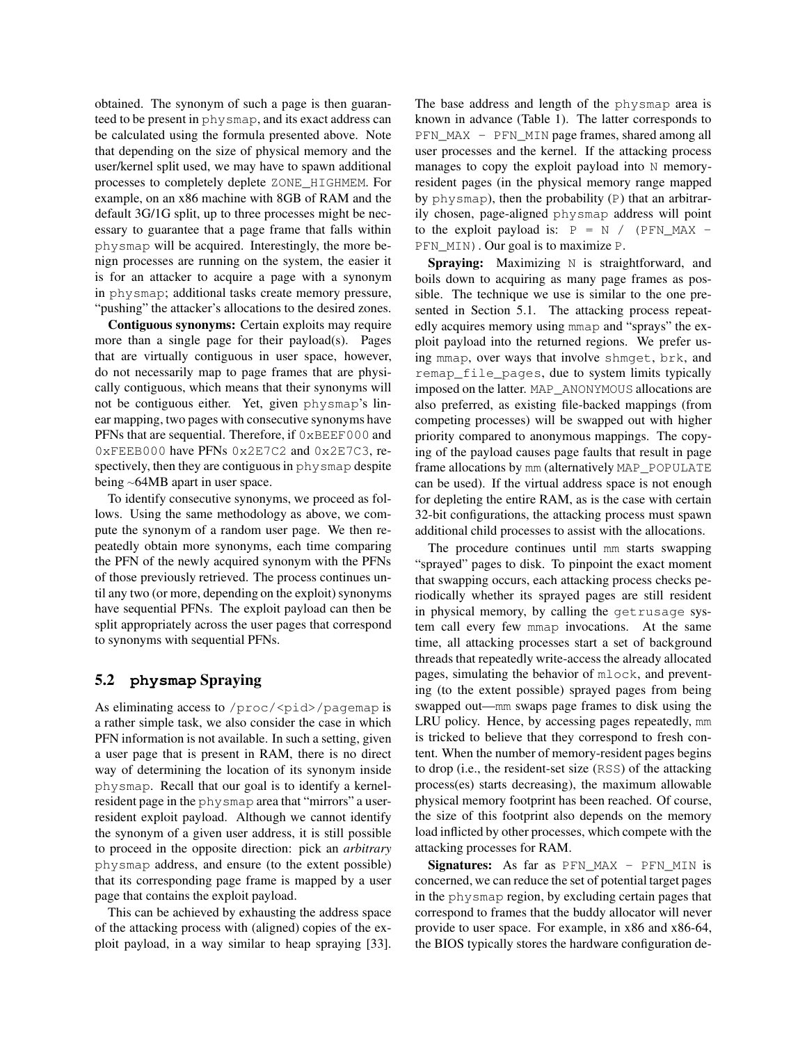obtained. The synonym of such a page is then guaranteed to be present in physmap, and its exact address can be calculated using the formula presented above. Note that depending on the size of physical memory and the user/kernel split used, we may have to spawn additional processes to completely deplete ZONE_HIGHMEM. For example, on an x86 machine with 8GB of RAM and the default 3G/1G split, up to three processes might be necessary to guarantee that a page frame that falls within physmap will be acquired. Interestingly, the more benign processes are running on the system, the easier it is for an attacker to acquire a page with a synonym in physmap; additional tasks create memory pressure, "pushing" the attacker's allocations to the desired zones.

**Contiguous synonyms:** Certain exploits may require more than a single page for their payload(s). Pages that are virtually contiguous in user space, however, do not necessarily map to page frames that are physically contiguous, which means that their synonyms will not be contiguous either. Yet, given physmap's linear mapping, two pages with consecutive synonyms have PFNs that are sequential. Therefore, if 0xBEEF000 and 0xFEEB000 have PFNs 0x2E7C2 and 0x2E7C3, respectively, then they are contiguous in physmap despite being ~64MB apart in user space.

To identify consecutive synonyms, we proceed as follows. Using the same methodology as above, we compute the synonym of a random user page. We then repeatedly obtain more synonyms, each time comparing the PFN of the newly acquired synonym with the PFNs of those previously retrieved. The process continues until any two (or more, depending on the exploit) synonyms have sequential PFNs. The exploit payload can then be split appropriately across the user pages that correspond to synonyms with sequential PFNs.

## 5.2 physmap Spraying

As eliminating access to /proc/<pid>/pagemap is a rather simple task, we also consider the case in which PFN information is not available. In such a setting, given a user page that is present in RAM, there is no direct way of determining the location of its synonym inside physmap. Recall that our goal is to identify a kernel-resident page in the physmap area that "mirrors" a user-resident exploit payload. Although we cannot identify the synonym of a given user address, it is still possible to proceed in the opposite direction: pick an *arbitrary* physmap address, and ensure (to the extent possible) that its corresponding page frame is mapped by a user page that contains the exploit payload.

This can be achieved by exhausting the address space of the attacking process with (aligned) copies of the exploit payload, in a way similar to heap spraying [33]. The base address and length of the physmap area is known in advance (Table 1). The latter corresponds to PFN_MAX - PFN_MIN page frames, shared among all user processes and the kernel. If the attacking process manages to copy the exploit payload into N memory-resident pages (in the physical memory range mapped by physmap), then the probability (P) that an arbitrarily chosen, page-aligned physmap address will point to the exploit payload is: P = N / (PFN_MAX - PFN_MIN). Our goal is to maximize P.

**Spraying:** Maximizing N is straightforward, and boils down to acquiring as many page frames as possible. The technique we use is similar to the one presented in Section 5.1. The attacking process repeatedly acquires memory using mmap and "sprays" the exploit payload into the returned regions. We prefer using mmap, over ways that involve shmget, brk, and remap_file_pages, due to system limits typically imposed on the latter. MAP_ANONYMOUS allocations are also preferred, as existing file-backed mappings (from competing processes) will be swapped out with higher priority compared to anonymous mappings. The copying of the payload causes page faults that result in page frame allocations by mm (alternatively MAP_POPULATE can be used). If the virtual address space is not enough for depleting the entire RAM, as is the case with certain 32-bit configurations, the attacking process must spawn additional child processes to assist with the allocations.

The procedure continues until mm starts swapping "sprayed" pages to disk. To pinpoint the exact moment that swapping occurs, each attacking process checks periodically whether its sprayed pages are still resident in physical memory, by calling the getrusage system call every few mmap invocations. At the same time, all attacking processes start a set of background threads that repeatedly write-access the already allocated pages, simulating the behavior of mlock, and preventing (to the extent possible) sprayed pages from being swapped out—mm swaps page frames to disk using the LRU policy. Hence, by accessing pages repeatedly, mm is tricked to believe that they correspond to fresh content. When the number of memory-resident pages begins to drop (i.e., the resident-set size (RSS) of the attacking process(es) starts decreasing), the maximum allowable physical memory footprint has been reached. Of course, the size of this footprint also depends on the memory load inflicted by other processes, which compete with the attacking processes for RAM.

**Signatures:** As far as PFN_MAX - PFN_MIN is concerned, we can reduce the set of potential target pages in the physmap region, by excluding certain pages that correspond to frames that the buddy allocator will never provide to user space. For example, in x86 and x86-64, the BIOS typically stores the hardware configuration de-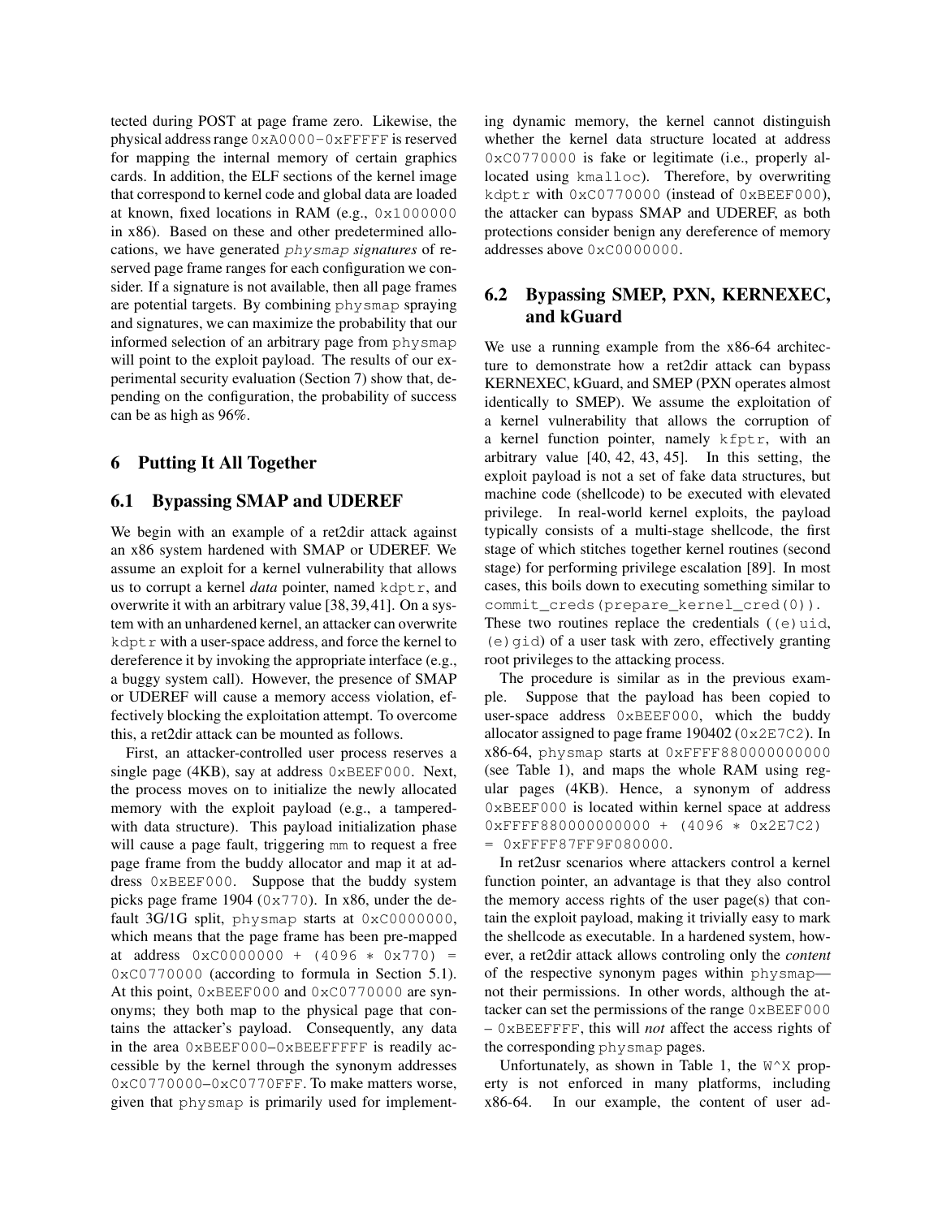tected during POST at page frame zero. Likewise, the physical address range 0xA0000-0xFFFFF is reserved for mapping the internal memory of certain graphics cards. In addition, the ELF sections of the kernel image that correspond to kernel code and global data are loaded at known, fixed locations in RAM (e.g., 0x1000000 in x86). Based on these and other predetermined allocations, we have generated *physmap signatures* of reserved page frame ranges for each configuration we consider. If a signature is not available, then all page frames are potential targets. By combining physmap spraying and signatures, we can maximize the probability that our informed selection of an arbitrary page from physmap will point to the exploit payload. The results of our experimental security evaluation (Section 7) show that, depending on the configuration, the probability of success can be as high as 96%.

## 6 Putting It All Together

### 6.1 Bypassing SMAP and UDEREF

We begin with an example of a ret2dir attack against an x86 system hardened with SMAP or UDEREF. We assume an exploit for a kernel vulnerability that allows us to corrupt a kernel *data* pointer, named kdptr, and overwrite it with an arbitrary value [38, 39, 41]. On a system with an unhardened kernel, an attacker can overwrite kdptr with a user-space address, and force the kernel to dereference it by invoking the appropriate interface (e.g., a buggy system call). However, the presence of SMAP or UDEREF will cause a memory access violation, effectively blocking the exploitation attempt. To overcome this, a ret2dir attack can be mounted as follows.

First, an attacker-controlled user process reserves a single page (4KB), say at address 0xBEEF000. Next, the process moves on to initialize the newly allocated memory with the exploit payload (e.g., a tampered-with data structure). This payload initialization phase will cause a page fault, triggering mm to request a free page frame from the buddy allocator and map it at address 0xBEEF000. Suppose that the buddy system picks page frame 1904 (0x770). In x86, under the default 3G/1G split, physmap starts at 0xC0000000, which means that the page frame has been pre-mapped at address 0xC0000000 + (4096 * 0x770) = 0xC0770000 (according to formula in Section 5.1). At this point, 0xBEEF000 and 0xC0770000 are synonyms; they both map to the physical page that contains the attacker's payload. Consequently, any data in the area 0xBEEF000–0xBEEFFFFF is readily accessible by the kernel through the synonym addresses 0xC0770000–0xC0770FFF. To make matters worse, given that physmap is primarily used for implementing dynamic memory, the kernel cannot distinguish whether the kernel data structure located at address 0xC0770000 is fake or legitimate (i.e., properly allocated using kmalloc). Therefore, by overwriting kdptr with 0xC0770000 (instead of 0xBEEF000), the attacker can bypass SMAP and UDEREF, as both protections consider benign any dereference of memory addresses above 0xC0000000.

### 6.2 Bypassing SMEP, PXN, KERNEXEC, and kGuard

We use a running example from the x86-64 architecture to demonstrate how a ret2dir attack can bypass KERNEXEC, kGuard, and SMEP (PXN operates almost identically to SMEP). We assume the exploitation of a kernel vulnerability that allows the corruption of a kernel function pointer, namely kfptr, with an arbitrary value [40, 42, 43, 45]. In this setting, the exploit payload is not a set of fake data structures, but machine code (shellcode) to be executed with elevated privilege. In real-world kernel exploits, the payload typically consists of a multi-stage shellcode, the first stage of which stitches together kernel routines (second stage) for performing privilege escalation [89]. In most cases, this boils down to executing something similar to commit_creds(prepare_kernel_cred(0)). These two routines replace the credentials ((e)uid, (e)gid) of a user task with zero, effectively granting root privileges to the attacking process.

The procedure is similar as in the previous example. Suppose that the payload has been copied to user-space address 0xBEEF000, which the buddy allocator assigned to page frame 190402 (0x2E7C2). In x86-64, physmap starts at 0xFFFF880000000000 (see Table 1), and maps the whole RAM using regular pages (4KB). Hence, a synonym of address 0xBEEF000 is located within kernel space at address 0xFFFF880000000000 + (4096 * 0x2E7C2) = 0xFFFF87FF9F080000.

In ret2usr scenarios where attackers control a kernel function pointer, an advantage is that they also control the memory access rights of the user page(s) that contain the exploit payload, making it trivially easy to mark the shellcode as executable. In a hardened system, however, a ret2dir attack allows controling only the *content* of the respective synonym pages within physmap—not their permissions. In other words, although the attacker can set the permissions of the range 0xBEEF000 – 0xBEEFFFF, this will *not* affect the access rights of the corresponding physmap pages.

Unfortunately, as shown in Table 1, the W^X property is not enforced in many platforms, including x86-64. In our example, the content of user ad-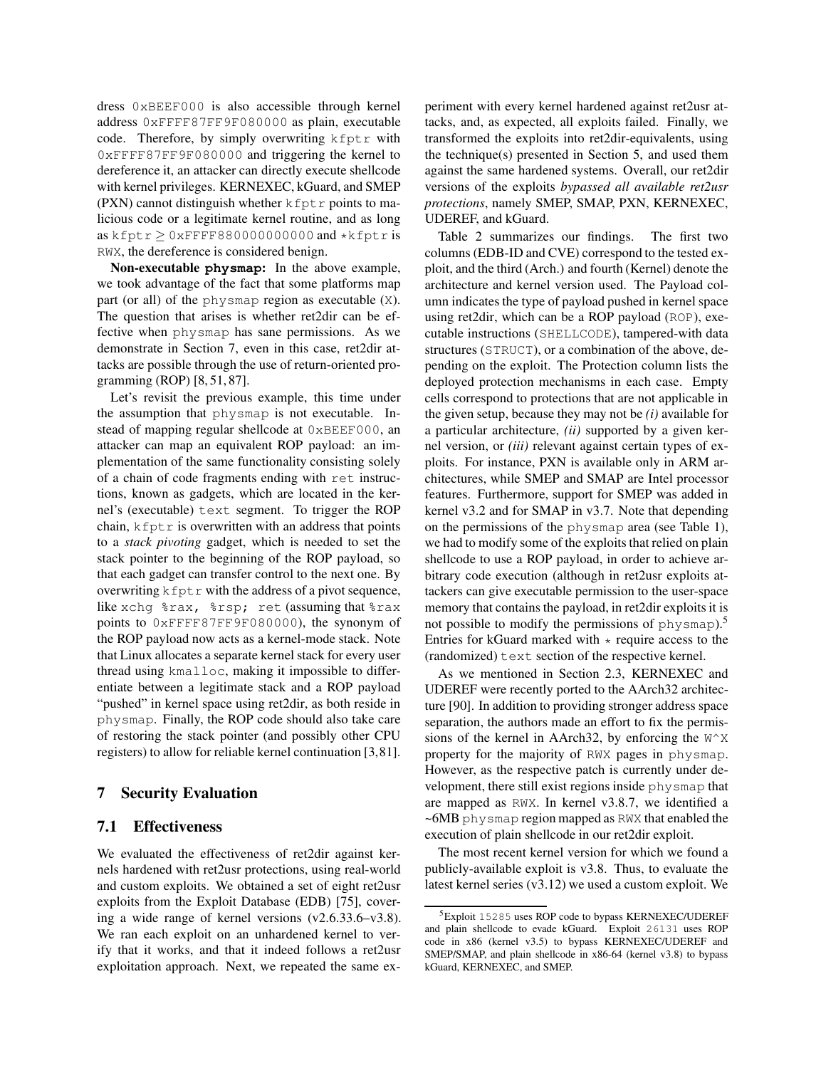dress 0xBEEF000 is also accessible through kernel address 0xFFFF87FF9F080000 as plain, executable code. Therefore, by simply overwriting kfptr with 0xFFFF87FF9F080000 and triggering the kernel to dereference it, an attacker can directly execute shellcode with kernel privileges. KERNEXEC, kGuard, and SMEP (PXN) cannot distinguish whether kfptr points to malicious code or a legitimate kernel routine, and as long as kfptr $\geq$ 0xFFFF880000000000 and *kfptr is RWX, the dereference is considered benign.

**Non-executable physmap:** In the above example, we took advantage of the fact that some platforms map part (or all) of the physmap region as executable (X). The question that arises is whether ret2dir can be effective when physmap has sane permissions. As we demonstrate in Section 7, even in this case, ret2dir attacks are possible through the use of return-oriented programming (ROP) [8, 51, 87].

Let's revisit the previous example, this time under the assumption that physmap is not executable. Instead of mapping regular shellcode at 0xBEEF000, an attacker can map an equivalent ROP payload: an implementation of the same functionality consisting solely of a chain of code fragments ending with ret instructions, known as gadgets, which are located in the kernel's (executable) text segment. To trigger the ROP chain, kfptr is overwritten with an address that points to a *stack pivoting* gadget, which is needed to set the stack pointer to the beginning of the ROP payload, so that each gadget can transfer control to the next one. By overwriting kfptr with the address of a pivot sequence, like xchg %rax, %rsp; ret (assuming that %rax points to 0xFFFF87FF9F080000), the synonym of the ROP payload now acts as a kernel-mode stack. Note that Linux allocates a separate kernel stack for every user thread using kmalloc, making it impossible to differentiate between a legitimate stack and a ROP payload "pushed" in kernel space using ret2dir, as both reside in physmap. Finally, the ROP code should also take care of restoring the stack pointer (and possibly other CPU registers) to allow for reliable kernel continuation [3, 81].

## 7 Security Evaluation

### 7.1 Effectiveness

We evaluated the effectiveness of ret2dir against kernels hardened with ret2usr protections, using real-world and custom exploits. We obtained a set of eight ret2usr exploits from the Exploit Database (EDB) [75], covering a wide range of kernel versions (v2.6.33.6–v3.8). We ran each exploit on an unhardened kernel to verify that it works, and that it indeed follows a ret2usr exploitation approach. Next, we repeated the same experiment with every kernel hardened against ret2usr attacks, and, as expected, all exploits failed. Finally, we transformed the exploits into ret2dir-equivalents, using the technique(s) presented in Section 5, and used them against the same hardened systems. Overall, our ret2dir versions of the exploits *bypassed all available ret2usr protections*, namely SMEP, SMAP, PXN, KERNEXEC, UDEREF, and kGuard.

Table 2 summarizes our findings. The first two columns (EDB-ID and CVE) correspond to the tested exploit, and the third (Arch.) and fourth (Kernel) denote the architecture and kernel version used. The Payload column indicates the type of payload pushed in kernel space using ret2dir, which can be a ROP payload (ROP), executable instructions (SHELLCODE), tampered-with data structures (STRUCT), or a combination of the above, depending on the exploit. The Protection column lists the deployed protection mechanisms in each case. Empty cells correspond to protections that are not applicable in the given setup, because they may not be *(i)* available for a particular architecture, *(ii)* supported by a given kernel version, or *(iii)* relevant against certain types of exploits. For instance, PXN is available only in ARM architectures, while SMEP and SMAP are Intel processor features. Furthermore, support for SMEP was added in kernel v3.2 and for SMAP in v3.7. Note that depending on the permissions of the physmap area (see Table 1), we had to modify some of the exploits that relied on plain shellcode to use a ROP payload, in order to achieve arbitrary code execution (although in ret2usr exploits attackers can give executable permission to the user-space memory that contains the payload, in ret2dir exploits it is not possible to modify the permissions of physmap).[5] Entries for kGuard marked with $\star$ require access to the (randomized) text section of the respective kernel.

As we mentioned in Section 2.3, KERNEXEC and UDEREF were recently ported to the AArch32 architecture [90]. In addition to providing stronger address space separation, the authors made an effort to fix the permissions of the kernel in AArch32, by enforcing the W^X property for the majority of RWX pages in physmap. However, as the respective patch is currently under development, there still exist regions inside physmap that are mapped as RWX. In kernel v3.8.7, we identified a ~6MB physmap region mapped as RWX that enabled the execution of plain shellcode in our ret2dir exploit.

The most recent kernel version for which we found a publicly-available exploit is v3.8. Thus, to evaluate the latest kernel series (v3.12) we used a custom exploit. We

[5] Exploit 15285 uses ROP code to bypass KERNEXEC/UDEREF and plain shellcode to evade kGuard. Exploit 26131 uses ROP code in x86 (kernel v3.5) to bypass KERNEXEC/UDEREF and SMEP/SMAP, and plain shellcode in x86-64 (kernel v3.8) to bypass kGuard, KERNEXEC, and SMEP.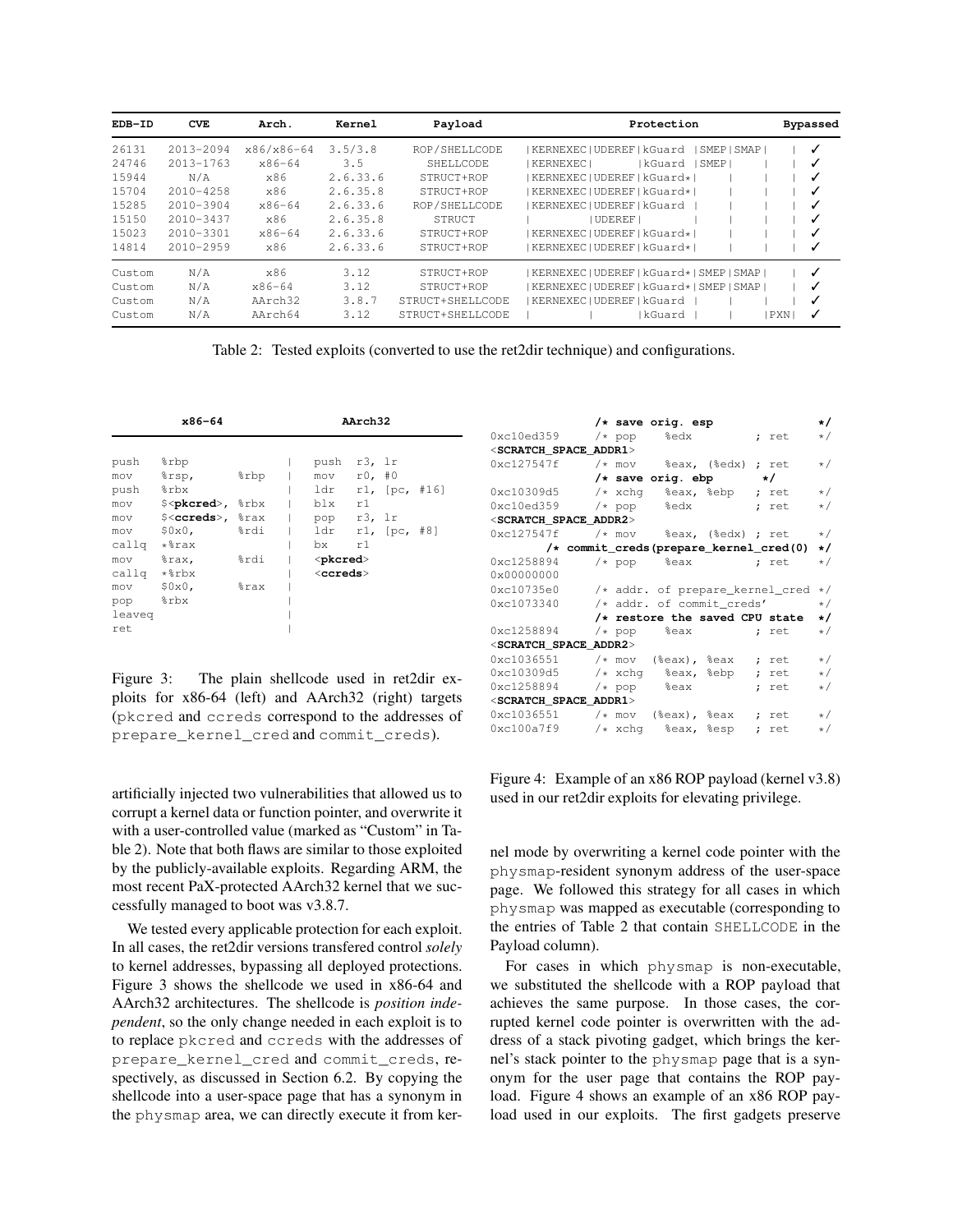| EDB-ID | CVE | Arch. | Kernel | Payload | Protection | Bypassed |
|---|---|---|---|---|---|---|
| 26131 | 2013-2094 | x86/x86-64 | 3.5/3.8 | ROP/SHELLCODE | \|KERNEXEC\|UDEREF\|kGuard \|SMEP\|SMAP\| \| | ✓ |
| 24746 | 2013-1763 | x86-64 | 3.5 | SHELLCODE | \|KERNEXEC\| \|kGuard \|SMEP\| \| \| | ✓ |
| 15944 | N/A | x86 | 2.6.33.6 | STRUCT+ROP | \|KERNEXEC\|UDEREF\|kGuard⋆\| \| \| \| | ✓ |
| 15704 | 2010-4258 | x86 | 2.6.35.8 | STRUCT+ROP | \|KERNEXEC\|UDEREF\|kGuard⋆\| \| \| \| | ✓ |
| 15285 | 2010-3904 | x86-64 | 2.6.33.6 | ROP/SHELLCODE | \|KERNEXEC\|UDEREF\|kGuard \| \| \| \| | ✓ |
| 15150 | 2010-3437 | x86 | 2.6.35.8 | STRUCT | \| \|UDEREF\| \| \| \| \| | ✓ |
| 15023 | 2010-3301 | x86-64 | 2.6.33.6 | STRUCT+ROP | \|KERNEXEC\|UDEREF\|kGuard⋆\| \| \| \| | ✓ |
| 14814 | 2010-2959 | x86 | 2.6.33.6 | STRUCT+ROP | \|KERNEXEC\|UDEREF\|kGuard⋆\| \| \| \| | ✓ |
| Custom | N/A | x86 | 3.12 | STRUCT+ROP | \|KERNEXEC\|UDEREF\|kGuard⋆\|SMEP\|SMAP\| \| | ✓ |
| Custom | N/A | x86-64 | 3.12 | STRUCT+ROP | \|KERNEXEC\|UDEREF\|kGuard⋆\|SMEP\|SMAP\| \| | ✓ |
| Custom | N/A | AArch32 | 3.8.7 | STRUCT+SHELLCODE | \|KERNEXEC\|UDEREF\|kGuard \| \| \| \| | ✓ |
| Custom | N/A | AArch64 | 3.12 | STRUCT+SHELLCODE | \| \| \|kGuard \| \| \|PXN\| | ✓ |

Table 2: Tested exploits (converted to use the ret2dir technique) and configurations.

```
x86-64                              AArch32

push   %rbp                   |   push  r3, lr
mov    %rsp,       %rbp       |   mov   r0, #0
push   %rbx                   |   ldr   r1, [pc, #16]
mov    $<pkcred>,  %rbx       |   blx   r1
mov    $<ccreds>,  %rax       |   pop   r3, lr
mov    $0x0,       %rdi       |   ldr   r1, [pc, #8]
callq  *%rax                  |   bx    r1
mov    %rax,       %rdi       |   <pkcred>
callq  *%rbx                  |   <ccreds>
mov    $0x0,       %rax       |
pop    %rbx                   |
leaveq                        |
ret                           |
```

Figure 3: The plain shellcode used in ret2dir exploits for x86-64 (left) and AArch32 (right) targets (pkcred and ccreds correspond to the addresses of prepare_kernel_cred and commit_creds).

artificially injected two vulnerabilities that allowed us to corrupt a kernel data or function pointer, and overwrite it with a user-controlled value (marked as "Custom" in Table 2). Note that both flaws are similar to those exploited by the publicly-available exploits. Regarding ARM, the most recent PaX-protected AArch32 kernel that we successfully managed to boot was v3.8.7.

We tested every applicable protection for each exploit. In all cases, the ret2dir versions transfered control *solely* to kernel addresses, bypassing all deployed protections. Figure 3 shows the shellcode we used in x86-64 and AArch32 architectures. The shellcode is *position independent*, so the only change needed in each exploit is to to replace pkcred and ccreds with the addresses of prepare_kernel_cred and commit_creds, respectively, as discussed in Section 6.2. By copying the shellcode into a user-space page that has a synonym in the physmap area, we can directly execute it from kernel mode by overwriting a kernel code pointer with the physmap-resident synonym address of the user-space page. We followed this strategy for all cases in which physmap was mapped as executable (corresponding to the entries of Table 2 that contain SHELLCODE in the Payload column).

For cases in which physmap is non-executable, we substituted the shellcode with a ROP payload that achieves the same purpose. In those cases, the corrupted kernel code pointer is overwritten with the address of a stack pivoting gadget, which brings the kernel's stack pointer to the physmap page that is a synonym for the user page that contains the ROP payload. Figure 4 shows an example of an x86 ROP payload used in our exploits. The first gadgets preserve

```
                 /* save orig. esp                   */
0xc10ed359       /* pop    %edx           ; ret     */
<SCRATCH_SPACE_ADDR1>
0xc127547f       /* mov    %eax, (%edx) ; ret       */
                 /* save orig. ebp           */
0xc10309d5       /* xchg   %eax, %ebp    ; ret      */
0xc10ed359       /* pop    %edx           ; ret     */
<SCRATCH_SPACE_ADDR2>
0xc127547f       /* mov    %eax, (%edx) ; ret       */
       /* commit_creds(prepare_kernel_cred(0) */
0xc1258894       /* pop    %eax           ; ret     */
0x00000000
0xc10735e0       /* addr. of prepare_kernel_cred */
0xc1073340       /* addr. of commit_creds'       */
                 /* restore the saved CPU state  */
0xc1258894       /* pop    %eax           ; ret     */
<SCRATCH_SPACE_ADDR2>
0xc1036551       /* mov  (%eax), %eax    ; ret      */
0xc10309d5       /* xchg   %eax, %ebp    ; ret      */
0xc1258894       /* pop    %eax           ; ret     */
<SCRATCH_SPACE_ADDR1>
0xc1036551       /* mov  (%eax), %eax    ; ret      */
0xc100a7f9       /* xchg   %eax, %esp    ; ret      */
```

Figure 4: Example of an x86 ROP payload (kernel v3.8) used in our ret2dir exploits for elevating privilege.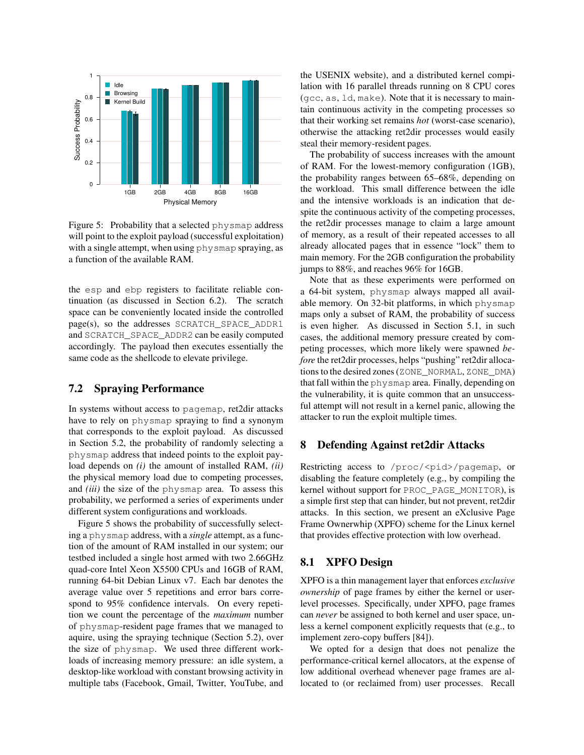1
0.8
0.6
0.4
0.2
0
Success Probability
Idle
Browsing
Kernel Build
1GB
2GB
4GB
8GB
16GB
Physical Memory

Figure 5: Probability that a selected `physmap` address will point to the exploit payload (successful exploitation) with a single attempt, when using `physmap` spraying, as a function of the available RAM.

the `esp` and `ebp` registers to facilitate reliable continuation (as discussed in Section 6.2). The scratch space can be conveniently located inside the controlled page(s), so the addresses `SCRATCH_SPACE_ADDR1` and `SCRATCH_SPACE_ADDR2` can be easily computed accordingly. The payload then executes essentially the same code as the shellcode to elevate privilege.

## 7.2 Spraying Performance

In systems without access to `pagemap`, ret2dir attacks have to rely on `physmap` spraying to find a synonym that corresponds to the exploit payload. As discussed in Section 5.2, the probability of randomly selecting a `physmap` address that indeed points to the exploit payload depends on *(i)* the amount of installed RAM, *(ii)* the physical memory load due to competing processes, and *(iii)* the size of the `physmap` area. To assess this probability, we performed a series of experiments under different system configurations and workloads.

Figure 5 shows the probability of successfully selecting a `physmap` address, with a *single* attempt, as a function of the amount of RAM installed in our system; our testbed included a single host armed with two 2.66GHz quad-core Intel Xeon X5500 CPUs and 16GB of RAM, running 64-bit Debian Linux v7. Each bar denotes the average value over 5 repetitions and error bars correspond to 95% confidence intervals. On every repetition we count the percentage of the *maximum* number of `physmap`-resident page frames that we managed to aquire, using the spraying technique (Section 5.2), over the size of `physmap`. We used three different workloads of increasing memory pressure: an idle system, a desktop-like workload with constant browsing activity in multiple tabs (Facebook, Gmail, Twitter, YouTube, and the USENIX website), and a distributed kernel compilation with 16 parallel threads running on 8 CPU cores (`gcc`, `as`, `ld`, `make`). Note that it is necessary to maintain continuous activity in the competing processes so that their working set remains *hot* (worst-case scenario), otherwise the attacking ret2dir processes would easily steal their memory-resident pages.

The probability of success increases with the amount of RAM. For the lowest-memory configuration (1GB), the probability ranges between 65–68%, depending on the workload. This small difference between the idle and the intensive workloads is an indication that despite the continuous activity of the competing processes, the ret2dir processes manage to claim a large amount of memory, as a result of their repeated accesses to all already allocated pages that in essence "lock" them to main memory. For the 2GB configuration the probability jumps to 88%, and reaches 96% for 16GB.

Note that as these experiments were performed on a 64-bit system, `physmap` always mapped all available memory. On 32-bit platforms, in which `physmap` maps only a subset of RAM, the probability of success is even higher. As discussed in Section 5.1, in such cases, the additional memory pressure created by competing processes, which more likely were spawned *before* the ret2dir processes, helps "pushing" ret2dir allocations to the desired zones (`ZONE_NORMAL`, `ZONE_DMA`) that fall within the `physmap` area. Finally, depending on the vulnerability, it is quite common that an unsuccessful attempt will not result in a kernel panic, allowing the attacker to run the exploit multiple times.

# 8 Defending Against ret2dir Attacks

Restricting access to `/proc/<pid>/pagemap`, or disabling the feature completely (e.g., by compiling the kernel without support for `PROC_PAGE_MONITOR`), is a simple first step that can hinder, but not prevent, ret2dir attacks. In this section, we present an eXclusive Page Frame Ownewrhip (XPFO) scheme for the Linux kernel that provides effective protection with low overhead.

## 8.1 XPFO Design

XPFO is a thin management layer that enforces *exclusive ownership* of page frames by either the kernel or user-level processes. Specifically, under XPFO, page frames can *never* be assigned to both kernel and user space, unless a kernel component explicitly requests that (e.g., to implement zero-copy buffers [84]).

We opted for a design that does not penalize the performance-critical kernel allocators, at the expense of low additional overhead whenever page frames are allocated to (or reclaimed from) user processes. Recall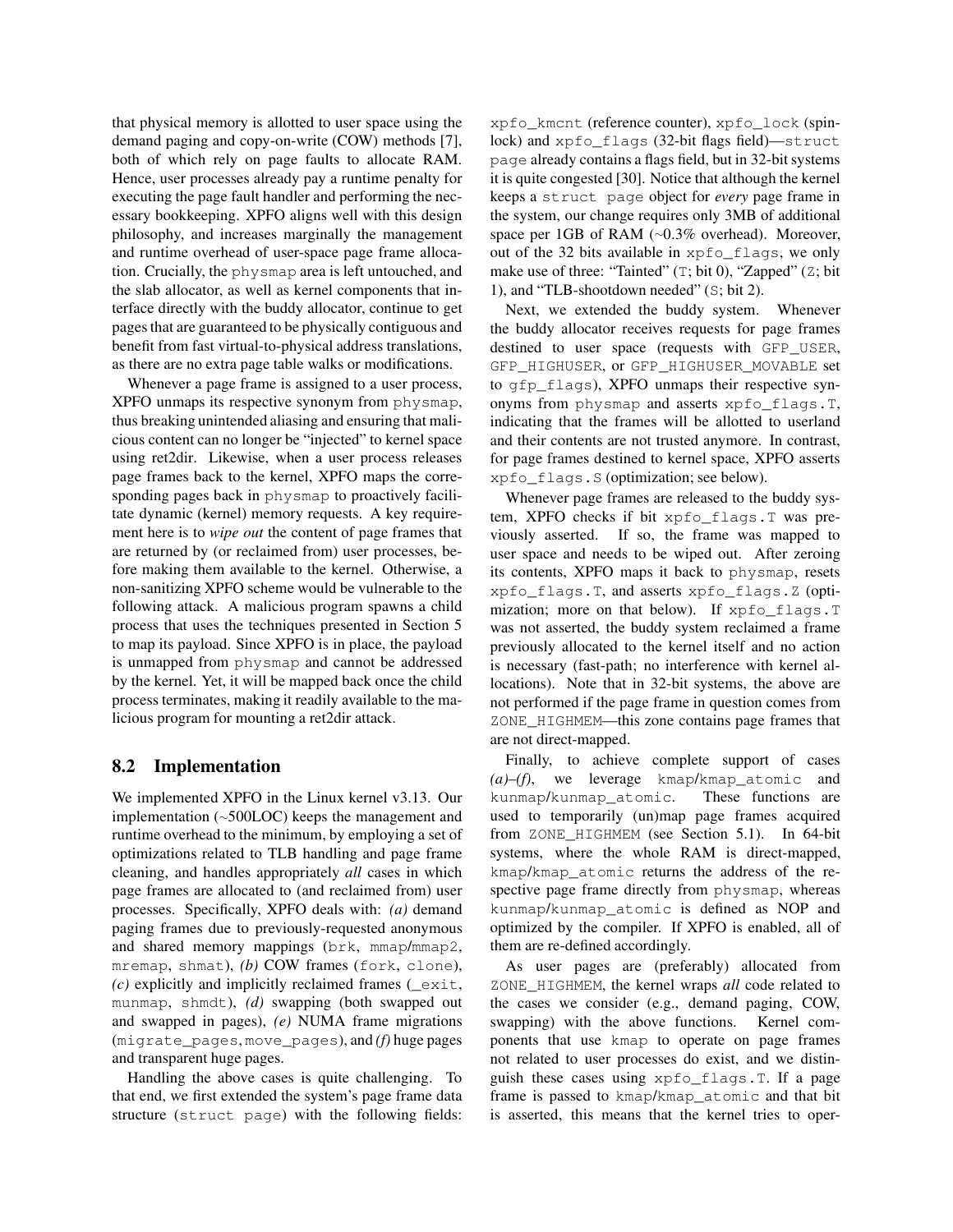that physical memory is allotted to user space using the demand paging and copy-on-write (COW) methods [7], both of which rely on page faults to allocate RAM. Hence, user processes already pay a runtime penalty for executing the page fault handler and performing the necessary bookkeeping. XPFO aligns well with this design philosophy, and increases marginally the management and runtime overhead of user-space page frame allocation. Crucially, the physmap area is left untouched, and the slab allocator, as well as kernel components that interface directly with the buddy allocator, continue to get pages that are guaranteed to be physically contiguous and benefit from fast virtual-to-physical address translations, as there are no extra page table walks or modifications.

Whenever a page frame is assigned to a user process, XPFO unmaps its respective synonym from physmap, thus breaking unintended aliasing and ensuring that malicious content can no longer be "injected" to kernel space using ret2dir. Likewise, when a user process releases page frames back to the kernel, XPFO maps the corresponding pages back in physmap to proactively facilitate dynamic (kernel) memory requests. A key requirement here is to *wipe out* the content of page frames that are returned by (or reclaimed from) user processes, before making them available to the kernel. Otherwise, a non-sanitizing XPFO scheme would be vulnerable to the following attack. A malicious program spawns a child process that uses the techniques presented in Section 5 to map its payload. Since XPFO is in place, the payload is unmapped from physmap and cannot be addressed by the kernel. Yet, it will be mapped back once the child process terminates, making it readily available to the malicious program for mounting a ret2dir attack.

## 8.2 Implementation

We implemented XPFO in the Linux kernel v3.13. Our implementation (~500LOC) keeps the management and runtime overhead to the minimum, by employing a set of optimizations related to TLB handling and page frame cleaning, and handles appropriately *all* cases in which page frames are allocated to (and reclaimed from) user processes. Specifically, XPFO deals with: *(a)* demand paging frames due to previously-requested anonymous and shared memory mappings (brk, mmap/mmap2, mremap, shmat), *(b)* COW frames (fork, clone), *(c)* explicitly and implicitly reclaimed frames (_exit, munmap, shmdt), *(d)* swapping (both swapped out and swapped in pages), *(e)* NUMA frame migrations (migrate_pages, move_pages), and *(f)* huge pages and transparent huge pages.

Handling the above cases is quite challenging. To that end, we first extended the system's page frame data structure (struct page) with the following fields: xpfo_kmcnt (reference counter), xpfo_lock (spinlock) and xpfo_flags (32-bit flags field)—struct page already contains a flags field, but in 32-bit systems it is quite congested [30]. Notice that although the kernel keeps a struct page object for *every* page frame in the system, our change requires only 3MB of additional space per 1GB of RAM (~0.3% overhead). Moreover, out of the 32 bits available in xpfo_flags, we only make use of three: "Tainted" (T; bit 0), "Zapped" (Z; bit 1), and "TLB-shootdown needed" (S; bit 2).

Next, we extended the buddy system. Whenever the buddy allocator receives requests for page frames destined to user space (requests with GFP_USER, GFP_HIGHUSER, or GFP_HIGHUSER_MOVABLE set to gfp_flags), XPFO unmaps their respective synonyms from physmap and asserts xpfo_flags.T, indicating that the frames will be allotted to userland and their contents are not trusted anymore. In contrast, for page frames destined to kernel space, XPFO asserts xpfo_flags.S (optimization; see below).

Whenever page frames are released to the buddy system, XPFO checks if bit xpfo_flags.T was previously asserted. If so, the frame was mapped to user space and needs to be wiped out. After zeroing its contents, XPFO maps it back to physmap, resets xpfo_flags.T, and asserts xpfo_flags.Z (optimization; more on that below). If xpfo_flags.T was not asserted, the buddy system reclaimed a frame previously allocated to the kernel itself and no action is necessary (fast-path; no interference with kernel allocations). Note that in 32-bit systems, the above are not performed if the page frame in question comes from ZONE_HIGHMEM—this zone contains page frames that are not direct-mapped.

Finally, to achieve complete support of cases *(a)–(f)*, we leverage kmap/kmap_atomic and kunmap/kunmap_atomic. These functions are used to temporarily (un)map page frames acquired from ZONE_HIGHMEM (see Section 5.1). In 64-bit systems, where the whole RAM is direct-mapped, kmap/kmap_atomic returns the address of the respective page frame directly from physmap, whereas kunmap/kunmap_atomic is defined as NOP and optimized by the compiler. If XPFO is enabled, all of them are re-defined accordingly.

As user pages are (preferably) allocated from ZONE_HIGHMEM, the kernel wraps *all* code related to the cases we consider (e.g., demand paging, COW, swapping) with the above functions. Kernel components that use kmap to operate on page frames not related to user processes do exist, and we distinguish these cases using xpfo_flags.T. If a page frame is passed to kmap/kmap_atomic and that bit is asserted, this means that the kernel tries to oper-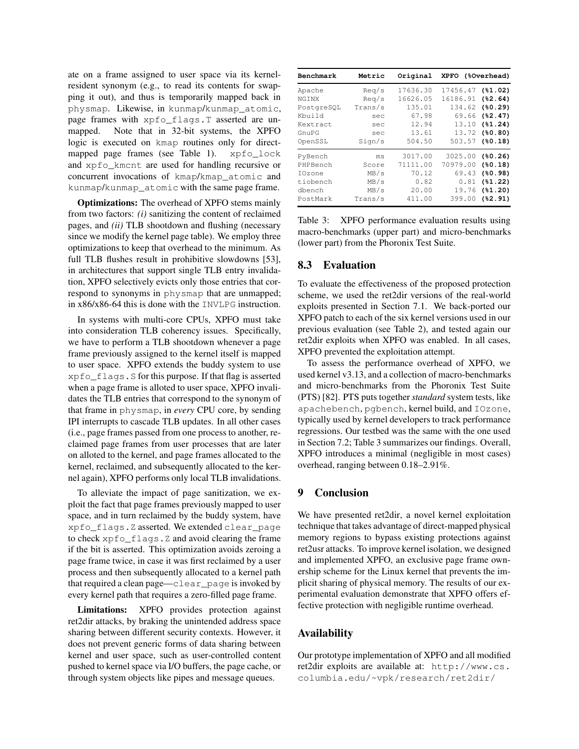ate on a frame assigned to user space via its kernel-resident synonym (e.g., to read its contents for swapping it out), and thus is temporarily mapped back in physmap. Likewise, in kunmap/kunmap_atomic, page frames with xpfo_flags.T asserted are unmapped. Note that in 32-bit systems, the XPFO logic is executed on kmap routines only for direct-mapped page frames (see Table 1). xpfo_lock and xpfo_kmcnt are used for handling recursive or concurrent invocations of kmap/kmap_atomic and kunmap/kunmap_atomic with the same page frame.

**Optimizations:** The overhead of XPFO stems mainly from two factors: *(i)* sanitizing the content of reclaimed pages, and *(ii)* TLB shootdown and flushing (necessary since we modify the kernel page table). We employ three optimizations to keep that overhead to the minimum. As full TLB flushes result in prohibitive slowdowns [53], in architectures that support single TLB entry invalidation, XPFO selectively evicts only those entries that correspond to synonyms in physmap that are unmapped; in x86/x86-64 this is done with the INVLPG instruction.

In systems with multi-core CPUs, XPFO must take into consideration TLB coherency issues. Specifically, we have to perform a TLB shootdown whenever a page frame previously assigned to the kernel itself is mapped to user space. XPFO extends the buddy system to use xpfo_flags.S for this purpose. If that flag is asserted when a page frame is alloted to user space, XPFO invalidates the TLB entries that correspond to the synonym of that frame in physmap, in *every* CPU core, by sending IPI interrupts to cascade TLB updates. In all other cases (i.e., page frames passed from one process to another, reclaimed page frames from user processes that are later on alloted to the kernel, and page frames allocated to the kernel, reclaimed, and subsequently allocated to the kernel again), XPFO performs only local TLB invalidations.

To alleviate the impact of page sanitization, we exploit the fact that page frames previously mapped to user space, and in turn reclaimed by the buddy system, have xpfo_flags.Z asserted. We extended clear_page to check xpfo_flags.Z and avoid clearing the frame if the bit is asserted. This optimization avoids zeroing a page frame twice, in case it was first reclaimed by a user process and then subsequently allocated to a kernel path that required a clean page—clear_page is invoked by every kernel path that requires a zero-filled page frame.

**Limitations:** XPFO provides protection against ret2dir attacks, by braking the unintended address space sharing between different security contexts. However, it does not prevent generic forms of data sharing between kernel and user space, such as user-controlled content pushed to kernel space via I/O buffers, the page cache, or through system objects like pipes and message queues.

| Benchmark | Metric | Original | XPFO (%Overhead) |
|---|---|---|---|
| Apache | Req/s | 17636.30 | 17456.47 **(%1.02)** |
| NGINX | Req/s | 16626.05 | 16186.91 **(%2.64)** |
| PostgreSQL | Trans/s | 135.01 | 134.62 **(%0.29)** |
| Kbuild | sec | 67.98 | 69.66 **(%2.47)** |
| Kextract | sec | 12.94 | 13.10 **(%1.24)** |
| GnuPG | sec | 13.61 | 13.72 **(%0.80)** |
| OpenSSL | Sign/s | 504.50 | 503.57 **(%0.18)** |
| PyBench | ms | 3017.00 | 3025.00 **(%0.26)** |
| PHPBench | Score | 71111.00 | 70979.00 **(%0.18)** |
| IOzone | MB/s | 70.12 | 69.43 **(%0.98)** |
| tiobench | MB/s | 0.82 | 0.81 **(%1.22)** |
| dbench | MB/s | 20.00 | 19.76 **(%1.20)** |
| PostMark | Trans/s | 411.00 | 399.00 **(%2.91)** |

Table 3: XPFO performance evaluation results using macro-benchmarks (upper part) and micro-benchmarks (lower part) from the Phoronix Test Suite.

## 8.3 Evaluation

To evaluate the effectiveness of the proposed protection scheme, we used the ret2dir versions of the real-world exploits presented in Section 7.1. We back-ported our XPFO patch to each of the six kernel versions used in our previous evaluation (see Table 2), and tested again our ret2dir exploits when XPFO was enabled. In all cases, XPFO prevented the exploitation attempt.

To assess the performance overhead of XPFO, we used kernel v3.13, and a collection of macro-benchmarks and micro-benchmarks from the Phoronix Test Suite (PTS) [82]. PTS puts together *standard* system tests, like apachebench, pgbench, kernel build, and IOzone, typically used by kernel developers to track performance regressions. Our testbed was the same with the one used in Section 7.2; Table 3 summarizes our findings. Overall, XPFO introduces a minimal (negligible in most cases) overhead, ranging between 0.18–2.91%.

# 9 Conclusion

We have presented ret2dir, a novel kernel exploitation technique that takes advantage of direct-mapped physical memory regions to bypass existing protections against ret2usr attacks. To improve kernel isolation, we designed and implemented XPFO, an exclusive page frame ownership scheme for the Linux kernel that prevents the implicit sharing of physical memory. The results of our experimental evaluation demonstrate that XPFO offers effective protection with negligible runtime overhead.

# Availability

Our prototype implementation of XPFO and all modified ret2dir exploits are available at: http://www.cs.columbia.edu/~vpk/research/ret2dir/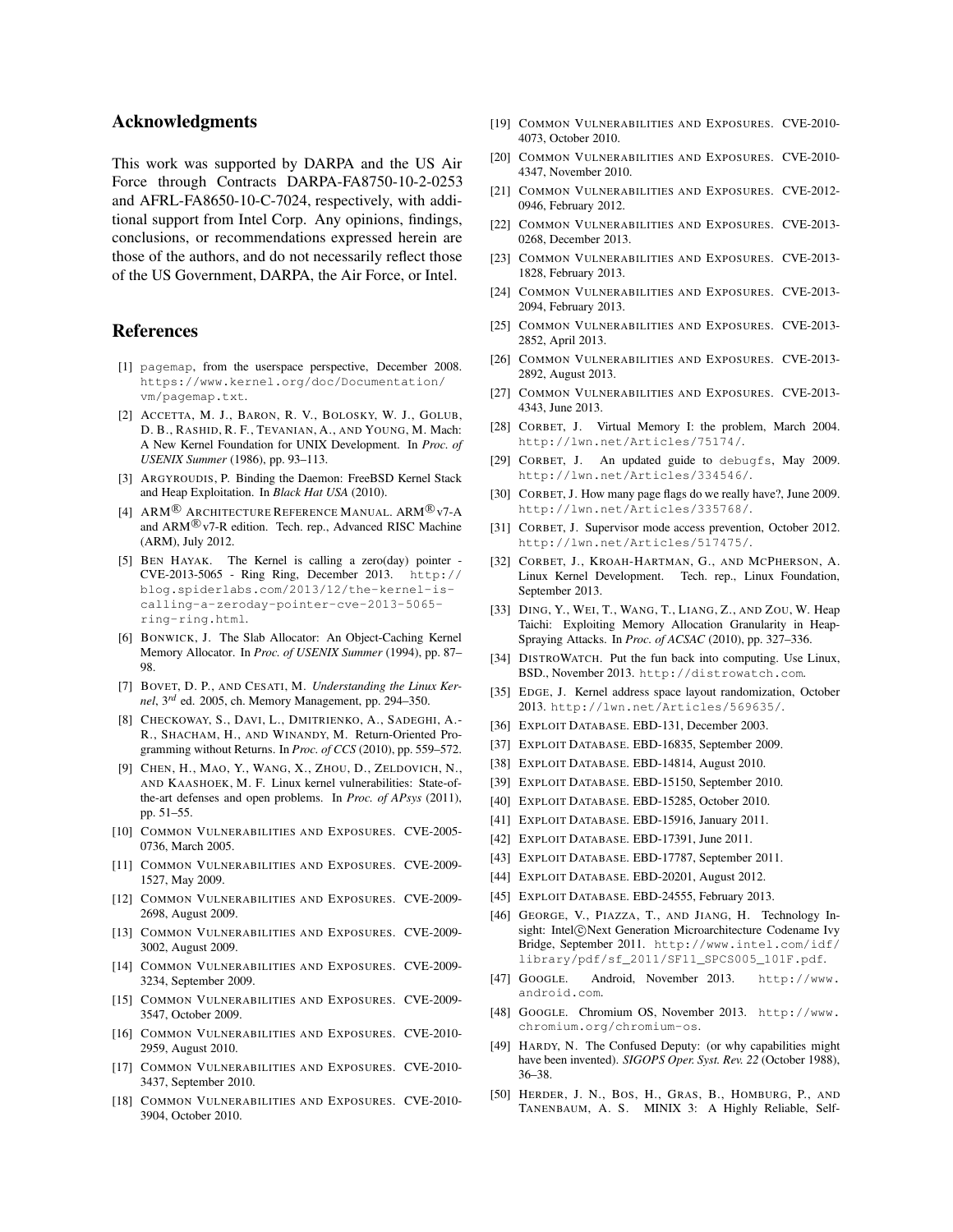## Acknowledgments

This work was supported by DARPA and the US Air Force through Contracts DARPA-FA8750-10-2-0253 and AFRL-FA8650-10-C-7024, respectively, with additional support from Intel Corp. Any opinions, findings, conclusions, or recommendations expressed herein are those of the authors, and do not necessarily reflect those of the US Government, DARPA, the Air Force, or Intel.

## References

[1] pagemap, from the userspace perspective, December 2008. https://www.kernel.org/doc/Documentation/vm/pagemap.txt.

[2] ACCETTA, M. J., BARON, R. V., BOLOSKY, W. J., GOLUB, D. B., RASHID, R. F., TEVANIAN, A., AND YOUNG, M. Mach: A New Kernel Foundation for UNIX Development. In *Proc. of USENIX Summer* (1986), pp. 93–113.

[3] ARGYROUDIS, P. Binding the Daemon: FreeBSD Kernel Stack and Heap Exploitation. In *Black Hat USA* (2010).

[4] ARM® ARCHITECTURE REFERENCE MANUAL. ARM® v7-A and ARM® v7-R edition. Tech. rep., Advanced RISC Machine (ARM), July 2012.

[5] BEN HAYAK. The Kernel is calling a zero(day) pointer - CVE-2013-5065 - Ring Ring, December 2013. http://blog.spiderlabs.com/2013/12/the-kernel-is-calling-a-zeroday-pointer-cve-2013-5065-ring-ring.html.

[6] BONWICK, J. The Slab Allocator: An Object-Caching Kernel Memory Allocator. In *Proc. of USENIX Summer* (1994), pp. 87–98.

[7] BOVET, D. P., AND CESATI, M. *Understanding the Linux Kernel*, $3^{rd}$ ed. 2005, ch. Memory Management, pp. 294–350.

[8] CHECKOWAY, S., DAVI, L., DMITRIENKO, A., SADEGHI, A.-R., SHACHAM, H., AND WINANDY, M. Return-Oriented Programming without Returns. In *Proc. of CCS* (2010), pp. 559–572.

[9] CHEN, H., MAO, Y., WANG, X., ZHOU, D., ZELDOVICH, N., AND KAASHOEK, M. F. Linux kernel vulnerabilities: State-of-the-art defenses and open problems. In *Proc. of APsys* (2011), pp. 51–55.

[10] COMMON VULNERABILITIES AND EXPOSURES. CVE-2005-0736, March 2005.

[11] COMMON VULNERABILITIES AND EXPOSURES. CVE-2009-1527, May 2009.

[12] COMMON VULNERABILITIES AND EXPOSURES. CVE-2009-2698, August 2009.

[13] COMMON VULNERABILITIES AND EXPOSURES. CVE-2009-3002, August 2009.

[14] COMMON VULNERABILITIES AND EXPOSURES. CVE-2009-3234, September 2009.

[15] COMMON VULNERABILITIES AND EXPOSURES. CVE-2009-3547, October 2009.

[16] COMMON VULNERABILITIES AND EXPOSURES. CVE-2010-2959, August 2010.

[17] COMMON VULNERABILITIES AND EXPOSURES. CVE-2010-3437, September 2010.

[18] COMMON VULNERABILITIES AND EXPOSURES. CVE-2010-3904, October 2010.

[19] COMMON VULNERABILITIES AND EXPOSURES. CVE-2010-4073, October 2010.

[20] COMMON VULNERABILITIES AND EXPOSURES. CVE-2010-4347, November 2010.

[21] COMMON VULNERABILITIES AND EXPOSURES. CVE-2012-0946, February 2012.

[22] COMMON VULNERABILITIES AND EXPOSURES. CVE-2013-0268, December 2013.

[23] COMMON VULNERABILITIES AND EXPOSURES. CVE-2013-1828, February 2013.

[24] COMMON VULNERABILITIES AND EXPOSURES. CVE-2013-2094, February 2013.

[25] COMMON VULNERABILITIES AND EXPOSURES. CVE-2013-2852, April 2013.

[26] COMMON VULNERABILITIES AND EXPOSURES. CVE-2013-2892, August 2013.

[27] COMMON VULNERABILITIES AND EXPOSURES. CVE-2013-4343, June 2013.

[28] CORBET, J. Virtual Memory I: the problem, March 2004. http://lwn.net/Articles/75174/.

[29] CORBET, J. An updated guide to debugfs, May 2009. http://lwn.net/Articles/334546/.

[30] CORBET, J. How many page flags do we really have?, June 2009. http://lwn.net/Articles/335768/.

[31] CORBET, J. Supervisor mode access prevention, October 2012. http://lwn.net/Articles/517475/.

[32] CORBET, J., KROAH-HARTMAN, G., AND MCPHERSON, A. Linux Kernel Development. Tech. rep., Linux Foundation, September 2013.

[33] DING, Y., WEI, T., WANG, T., LIANG, Z., AND ZOU, W. Heap Taichi: Exploiting Memory Allocation Granularity in Heap-Spraying Attacks. In *Proc. of ACSAC* (2010), pp. 327–336.

[34] DISTROWATCH. Put the fun back into computing. Use Linux, BSD., November 2013. http://distrowatch.com.

[35] EDGE, J. Kernel address space layout randomization, October 2013. http://lwn.net/Articles/569635/.

[36] EXPLOIT DATABASE. EBD-131, December 2003.

[37] EXPLOIT DATABASE. EBD-16835, September 2009.

[38] EXPLOIT DATABASE. EBD-14814, August 2010.

[39] EXPLOIT DATABASE. EBD-15150, September 2010.

[40] EXPLOIT DATABASE. EBD-15285, October 2010.

[41] EXPLOIT DATABASE. EBD-15916, January 2011.

[42] EXPLOIT DATABASE. EBD-17391, June 2011.

[43] EXPLOIT DATABASE. EBD-17787, September 2011.

[44] EXPLOIT DATABASE. EBD-20201, August 2012.

[45] EXPLOIT DATABASE. EBD-24555, February 2013.

[46] GEORGE, V., PIAZZA, T., AND JIANG, H. Technology Insight: Intel©Next Generation Microarchitecture Codename Ivy Bridge, September 2011. http://www.intel.com/idf/library/pdf/sf_2011/SF11_SPCS005_101F.pdf.

[47] GOOGLE. Android, November 2013. http://www.android.com.

[48] GOOGLE. Chromium OS, November 2013. http://www.chromium.org/chromium-os.

[49] HARDY, N. The Confused Deputy: (or why capabilities might have been invented). *SIGOPS Oper. Syst. Rev. 22* (October 1988), 36–38.

[50] HERDER, J. N., BOS, H., GRAS, B., HOMBURG, P., AND TANENBAUM, A. S. MINIX 3: A Highly Reliable, Self-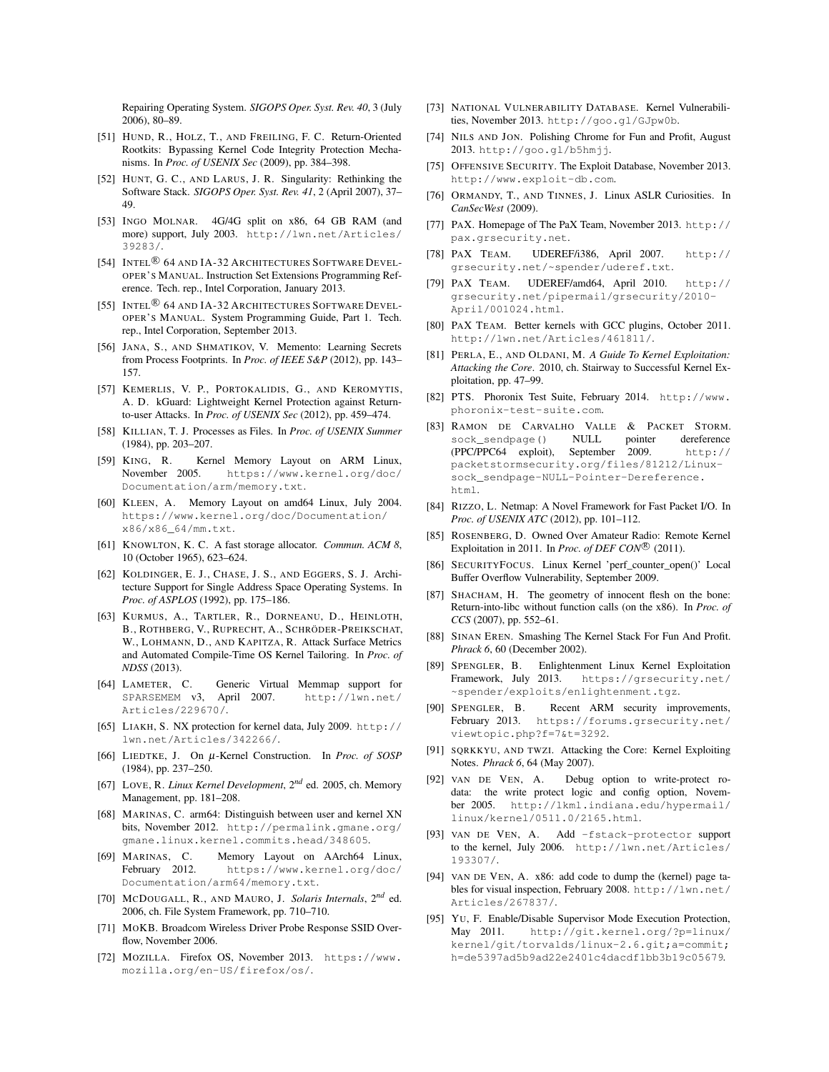Repairing Operating System. *SIGOPS Oper. Syst. Rev. 40*, 3 (July 2006), 80–89.

[51] HUND, R., HOLZ, T., AND FREILING, F. C. Return-Oriented Rootkits: Bypassing Kernel Code Integrity Protection Mechanisms. In *Proc. of USENIX Sec* (2009), pp. 384–398.

[52] HUNT, G. C., AND LARUS, J. R. Singularity: Rethinking the Software Stack. *SIGOPS Oper. Syst. Rev. 41*, 2 (April 2007), 37–49.

[53] INGO MOLNAR. 4G/4G split on x86, 64 GB RAM (and more) support, July 2003. `http://lwn.net/Articles/39283/`.

[54] INTEL® 64 AND IA-32 ARCHITECTURES SOFTWARE DEVELOPER'S MANUAL. Instruction Set Extensions Programming Reference. Tech. rep., Intel Corporation, January 2013.

[55] INTEL® 64 AND IA-32 ARCHITECTURES SOFTWARE DEVELOPER'S MANUAL. System Programming Guide, Part 1. Tech. rep., Intel Corporation, September 2013.

[56] JANA, S., AND SHMATIKOV, V. Memento: Learning Secrets from Process Footprints. In *Proc. of IEEE S&P* (2012), pp. 143–157.

[57] KEMERLIS, V. P., PORTOKALIDIS, G., AND KEROMYTIS, A. D. kGuard: Lightweight Kernel Protection against Return-to-user Attacks. In *Proc. of USENIX Sec* (2012), pp. 459–474.

[58] KILLIAN, T. J. Processes as Files. In *Proc. of USENIX Summer* (1984), pp. 203–207.

[59] KING, R. Kernel Memory Layout on ARM Linux, November 2005. `https://www.kernel.org/doc/Documentation/arm/memory.txt`.

[60] KLEEN, A. Memory Layout on amd64 Linux, July 2004. `https://www.kernel.org/doc/Documentation/x86/x86_64/mm.txt`.

[61] KNOWLTON, K. C. A fast storage allocator. *Commun. ACM 8*, 10 (October 1965), 623–624.

[62] KOLDINGER, E. J., CHASE, J. S., AND EGGERS, S. J. Architecture Support for Single Address Space Operating Systems. In *Proc. of ASPLOS* (1992), pp. 175–186.

[63] KURMUS, A., TARTLER, R., DORNEANU, D., HEINLOTH, B., ROTHBERG, V., RUPRECHT, A., SCHRÖDER-PREIKSCHAT, W., LOHMANN, D., AND KAPITZA, R. Attack Surface Metrics and Automated Compile-Time OS Kernel Tailoring. In *Proc. of NDSS* (2013).

[64] LAMETER, C. Generic Virtual Memmap support for `SPARSEMEM` v3, April 2007. `http://lwn.net/Articles/229670/`.

[65] LIAKH, S. NX protection for kernel data, July 2009. `http://lwn.net/Articles/342266/`.

[66] LIEDTKE, J. On $\mu$-Kernel Construction. In *Proc. of SOSP* (1984), pp. 237–250.

[67] LOVE, R. *Linux Kernel Development*, $2^{nd}$ ed. 2005, ch. Memory Management, pp. 181–208.

[68] MARINAS, C. arm64: Distinguish between user and kernel XN bits, November 2012. `http://permalink.gmane.org/gmane.linux.kernel.commits.head/348605`.

[69] MARINAS, C. Memory Layout on AArch64 Linux, February 2012. `https://www.kernel.org/doc/Documentation/arm64/memory.txt`.

[70] MCDOUGALL, R., AND MAURO, J. *Solaris Internals*, $2^{nd}$ ed. 2006, ch. File System Framework, pp. 710–710.

[71] MOKB. Broadcom Wireless Driver Probe Response SSID Overflow, November 2006.

[72] MOZILLA. Firefox OS, November 2013. `https://www.mozilla.org/en-US/firefox/os/`.

[73] NATIONAL VULNERABILITY DATABASE. Kernel Vulnerabilities, November 2013. `http://goo.gl/GJpw0b`.

[74] NILS AND JON. Polishing Chrome for Fun and Profit, August 2013. `http://goo.gl/b5hmjj`.

[75] OFFENSIVE SECURITY. The Exploit Database, November 2013. `http://www.exploit-db.com`.

[76] ORMANDY, T., AND TINNES, J. Linux ASLR Curiosities. In *CanSecWest* (2009).

[77] PAX. Homepage of The PaX Team, November 2013. `http://pax.grsecurity.net`.

[78] PAX TEAM. UDEREF/i386, April 2007. `http://grsecurity.net/~spender/uderef.txt`.

[79] PAX TEAM. UDEREF/amd64, April 2010. `http://grsecurity.net/pipermail/grsecurity/2010-April/001024.html`.

[80] PAX TEAM. Better kernels with GCC plugins, October 2011. `http://lwn.net/Articles/461811/`.

[81] PERLA, E., AND OLDANI, M. *A Guide To Kernel Exploitation: Attacking the Core*. 2010, ch. Stairway to Successful Kernel Exploitation, pp. 47–99.

[82] PTS. Phoronix Test Suite, February 2014. `http://www.phoronix-test-suite.com`.

[83] RAMON DE CARVALHO VALLE & PACKET STORM. `sock_sendpage()` NULL pointer dereference (PPC/PPC64 exploit), September 2009. `http://packetstormsecurity.org/files/81212/Linux-sock_sendpage-NULL-Pointer-Dereference.html`.

[84] RIZZO, L. Netmap: A Novel Framework for Fast Packet I/O. In *Proc. of USENIX ATC* (2012), pp. 101–112.

[85] ROSENBERG, D. Owned Over Amateur Radio: Remote Kernel Exploitation in 2011. In *Proc. of DEF CON®* (2011).

[86] SECURITYFOCUS. Linux Kernel 'perf_counter_open()' Local Buffer Overflow Vulnerability, September 2009.

[87] SHACHAM, H. The geometry of innocent flesh on the bone: Return-into-libc without function calls (on the x86). In *Proc. of CCS* (2007), pp. 552–61.

[88] SINAN EREN. Smashing The Kernel Stack For Fun And Profit. *Phrack 6*, 60 (December 2002).

[89] SPENGLER, B. Enlightenment Linux Kernel Exploitation Framework, July 2013. `https://grsecurity.net/~spender/exploits/enlightenment.tgz`.

[90] SPENGLER, B. Recent ARM security improvements, February 2013. `https://forums.grsecurity.net/viewtopic.php?f=7&t=3292`.

[91] SQRKKYU, AND TWZI. Attacking the Core: Kernel Exploiting Notes. *Phrack 6*, 64 (May 2007).

[92] VAN DE VEN, A. Debug option to write-protect rodata: the write protect logic and config option, November 2005. `http://lkml.indiana.edu/hypermail/linux/kernel/0511.0/2165.html`.

[93] VAN DE VEN, A. Add `-fstack-protector` support to the kernel, July 2006. `http://lwn.net/Articles/193307/`.

[94] VAN DE VEN, A. x86: add code to dump the (kernel) page tables for visual inspection, February 2008. `http://lwn.net/Articles/267837/`.

[95] YU, F. Enable/Disable Supervisor Mode Execution Protection, May 2011. `http://git.kernel.org/?p=linux/kernel/git/torvalds/linux-2.6.git;a=commit;h=de5397ad5b9ad22e2401c4dacdf1bb3b19c05679`.